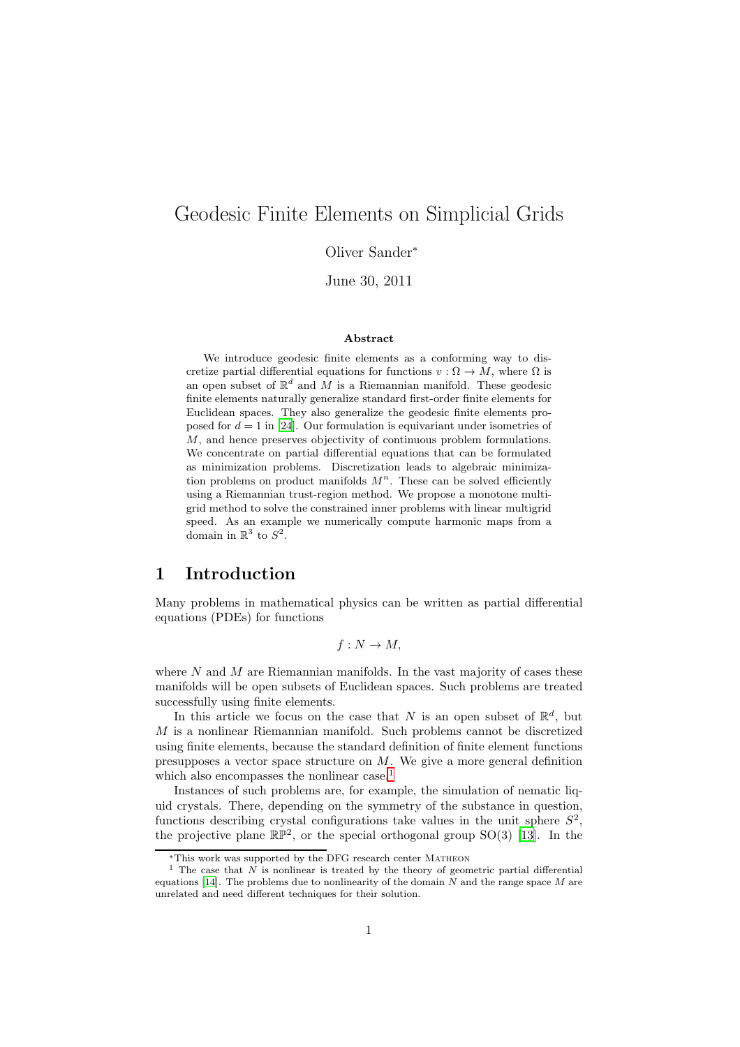# Geodesic Finite Elements on Simplicial Grids

Oliver Sander*

June 30, 2011

**Abstract**

We introduce geodesic finite elements as a conforming way to discretize partial differential equations for functions $v : \Omega \to M$, where $\Omega$ is an open subset of $\mathbb{R}^d$ and $M$ is a Riemannian manifold. These geodesic finite elements naturally generalize standard first-order finite elements for Euclidean spaces. They also generalize the geodesic finite elements proposed for $d = 1$ in [24]. Our formulation is equivariant under isometries of $M$, and hence preserves objectivity of continuous problem formulations. We concentrate on partial differential equations that can be formulated as minimization problems. Discretization leads to algebraic minimization problems on product manifolds $M^n$. These can be solved efficiently using a Riemannian trust-region method. We propose a monotone multigrid method to solve the constrained inner problems with linear multigrid speed. As an example we numerically compute harmonic maps from a domain in $\mathbb{R}^3$ to $S^2$.

## 1 Introduction

Many problems in mathematical physics can be written as partial differential equations (PDEs) for functions

$$f : N \to M,$$

where $N$ and $M$ are Riemannian manifolds. In the vast majority of cases these manifolds will be open subsets of Euclidean spaces. Such problems are treated successfully using finite elements.

In this article we focus on the case that $N$ is an open subset of $\mathbb{R}^d$, but $M$ is a nonlinear Riemannian manifold. Such problems cannot be discretized using finite elements, because the standard definition of finite element functions presupposes a vector space structure on $M$. We give a more general definition which also encompasses the nonlinear case.[1]

Instances of such problems are, for example, the simulation of nematic liquid crystals. There, depending on the symmetry of the substance in question, functions describing crystal configurations take values in the unit sphere $S^2$, the projective plane $\mathbb{RP}^2$, or the special orthogonal group SO(3) [13]. In the

*This work was supported by the DFG research center MATHEON

[1] The case that $N$ is nonlinear is treated by the theory of geometric partial differential equations [14]. The problems due to nonlinearity of the domain $N$ and the range space $M$ are unrelated and need different techniques for their solution.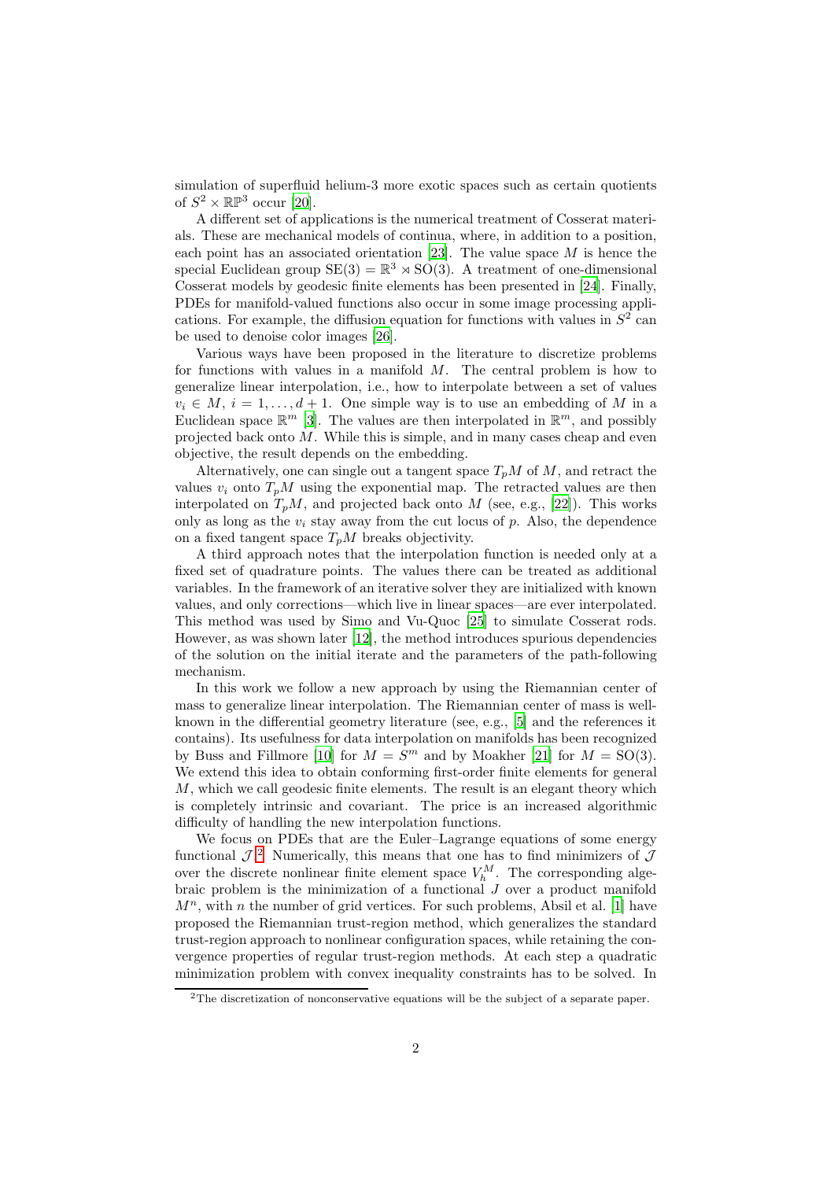simulation of superfluid helium-3 more exotic spaces such as certain quotients of $S^2 \times \mathbb{RP}^3$ occur [20].

A different set of applications is the numerical treatment of Cosserat materials. These are mechanical models of continua, where, in addition to a position, each point has an associated orientation [23]. The value space $M$ is hence the special Euclidean group $\mathrm{SE}(3) = \mathbb{R}^3 \rtimes \mathrm{SO}(3)$. A treatment of one-dimensional Cosserat models by geodesic finite elements has been presented in [24]. Finally, PDEs for manifold-valued functions also occur in some image processing applications. For example, the diffusion equation for functions with values in $S^2$ can be used to denoise color images [26].

Various ways have been proposed in the literature to discretize problems for functions with values in a manifold $M$. The central problem is how to generalize linear interpolation, i.e., how to interpolate between a set of values $v_i \in M$, $i = 1, \dots, d+1$. One simple way is to use an embedding of $M$ in a Euclidean space $\mathbb{R}^m$ [3]. The values are then interpolated in $\mathbb{R}^m$, and possibly projected back onto $M$. While this is simple, and in many cases cheap and even objective, the result depends on the embedding.

Alternatively, one can single out a tangent space $T_pM$ of $M$, and retract the values $v_i$ onto $T_pM$ using the exponential map. The retracted values are then interpolated on $T_pM$, and projected back onto $M$ (see, e.g., [22]). This works only as long as the $v_i$ stay away from the cut locus of $p$. Also, the dependence on a fixed tangent space $T_pM$ breaks objectivity.

A third approach notes that the interpolation function is needed only at a fixed set of quadrature points. The values there can be treated as additional variables. In the framework of an iterative solver they are initialized with known values, and only corrections—which live in linear spaces—are ever interpolated. This method was used by Simo and Vu-Quoc [25] to simulate Cosserat rods. However, as was shown later [12], the method introduces spurious dependencies of the solution on the initial iterate and the parameters of the path-following mechanism.

In this work we follow a new approach by using the Riemannian center of mass to generalize linear interpolation. The Riemannian center of mass is well-known in the differential geometry literature (see, e.g., [5] and the references it contains). Its usefulness for data interpolation on manifolds has been recognized by Buss and Fillmore [10] for $M = S^m$ and by Moakher [21] for $M = \mathrm{SO}(3)$. We extend this idea to obtain conforming first-order finite elements for general $M$, which we call geodesic finite elements. The result is an elegant theory which is completely intrinsic and covariant. The price is an increased algorithmic difficulty of handling the new interpolation functions.

We focus on PDEs that are the Euler–Lagrange equations of some energy functional $\mathcal{J}$.[2] Numerically, this means that one has to find minimizers of $\mathcal{J}$ over the discrete nonlinear finite element space $V_h^M$. The corresponding algebraic problem is the minimization of a functional $J$ over a product manifold $M^n$, with $n$ the number of grid vertices. For such problems, Absil et al. [1] have proposed the Riemannian trust-region method, which generalizes the standard trust-region approach to nonlinear configuration spaces, while retaining the convergence properties of regular trust-region methods. At each step a quadratic minimization problem with convex inequality constraints has to be solved. In

[2] The discretization of nonconservative equations will be the subject of a separate paper.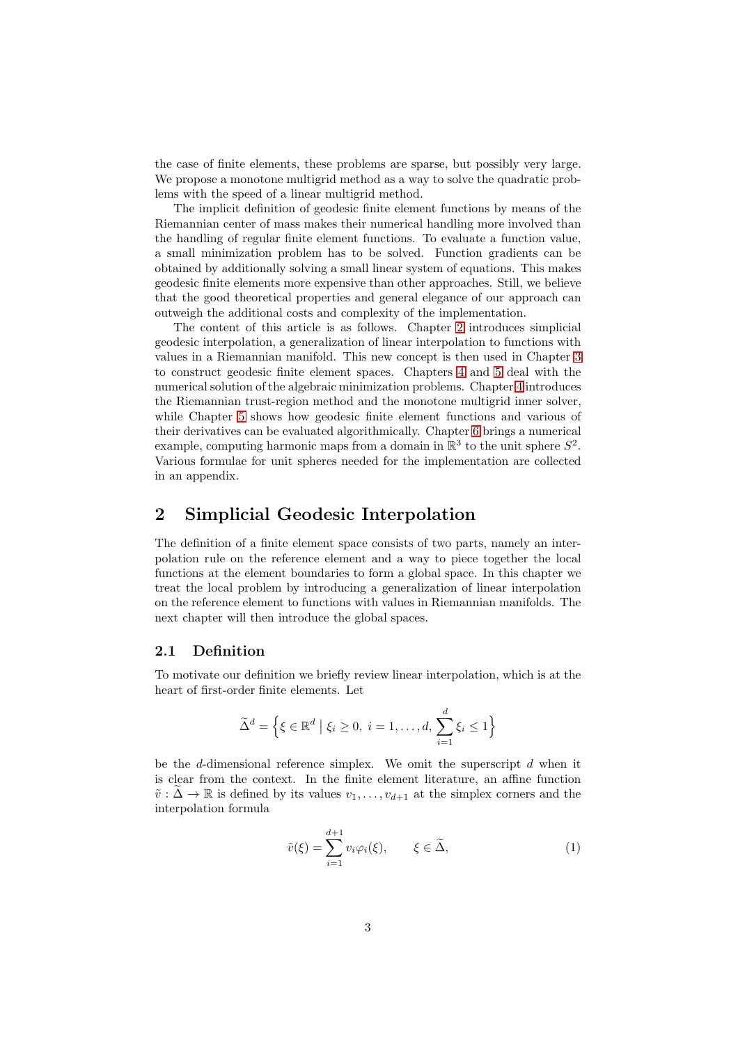the case of finite elements, these problems are sparse, but possibly very large. We propose a monotone multigrid method as a way to solve the quadratic problems with the speed of a linear multigrid method.

The implicit definition of geodesic finite element functions by means of the Riemannian center of mass makes their numerical handling more involved than the handling of regular finite element functions. To evaluate a function value, a small minimization problem has to be solved. Function gradients can be obtained by additionally solving a small linear system of equations. This makes geodesic finite elements more expensive than other approaches. Still, we believe that the good theoretical properties and general elegance of our approach can outweigh the additional costs and complexity of the implementation.

The content of this article is as follows. Chapter 2 introduces simplicial geodesic interpolation, a generalization of linear interpolation to functions with values in a Riemannian manifold. This new concept is then used in Chapter 3 to construct geodesic finite element spaces. Chapters 4 and 5 deal with the numerical solution of the algebraic minimization problems. Chapter 4 introduces the Riemannian trust-region method and the monotone multigrid inner solver, while Chapter 5 shows how geodesic finite element functions and various of their derivatives can be evaluated algorithmically. Chapter 6 brings a numerical example, computing harmonic maps from a domain in $\mathbb{R}^3$ to the unit sphere $S^2$. Various formulae for unit spheres needed for the implementation are collected in an appendix.

## 2 Simplicial Geodesic Interpolation

The definition of a finite element space consists of two parts, namely an interpolation rule on the reference element and a way to piece together the local functions at the element boundaries to form a global space. In this chapter we treat the local problem by introducing a generalization of linear interpolation on the reference element to functions with values in Riemannian manifolds. The next chapter will then introduce the global spaces.

### 2.1 Definition

To motivate our definition we briefly review linear interpolation, which is at the heart of first-order finite elements. Let

$$\widetilde{\Delta}^d = \Big\{ \xi \in \mathbb{R}^d \mid \xi_i \geq 0, \ i = 1, \dots, d, \ \sum_{i=1}^{d} \xi_i \leq 1 \Big\}$$

be the $d$-dimensional reference simplex. We omit the superscript $d$ when it is clear from the context. In the finite element literature, an affine function $\tilde{v} : \widetilde{\Delta} \to \mathbb{R}$ is defined by its values $v_1, \dots, v_{d+1}$ at the simplex corners and the interpolation formula

$$\tilde{v}(\xi) = \sum_{i=1}^{d+1} v_i \varphi_i(\xi), \qquad \xi \in \widetilde{\Delta}, \tag{1}$$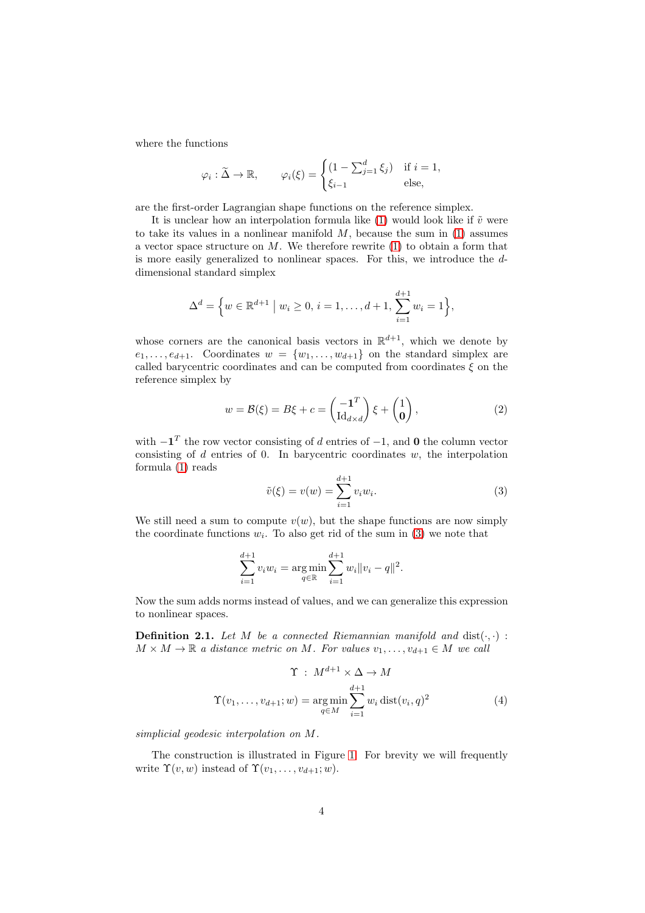where the functions

$$\varphi_i : \widetilde{\Delta} \to \mathbb{R}, \qquad \varphi_i(\xi) = \begin{cases} (1 - \sum_{j=1}^{d} \xi_j) & \text{if } i = 1, \\ \xi_{i-1} & \text{else,} \end{cases}$$

are the first-order Lagrangian shape functions on the reference simplex.

It is unclear how an interpolation formula like (1) would look like if $\tilde{v}$ were to take its values in a nonlinear manifold $M$, because the sum in (1) assumes a vector space structure on $M$. We therefore rewrite (1) to obtain a form that is more easily generalized to nonlinear spaces. For this, we introduce the $d$-dimensional standard simplex

$$\Delta^d = \Big\{ w \in \mathbb{R}^{d+1} \;\big|\; w_i \geq 0,\, i = 1, \dots, d+1,\, \sum_{i=1}^{d+1} w_i = 1 \Big\},$$

whose corners are the canonical basis vectors in $\mathbb{R}^{d+1}$, which we denote by $e_1, \dots, e_{d+1}$. Coordinates $w = \{w_1, \dots, w_{d+1}\}$ on the standard simplex are called barycentric coordinates and can be computed from coordinates $\xi$ on the reference simplex by

$$w = \mathcal{B}(\xi) = B\xi + c = \begin{pmatrix} -\mathbf{1}^T \\ \mathrm{Id}_{d\times d} \end{pmatrix} \xi + \begin{pmatrix} 1 \\ \mathbf{0} \end{pmatrix}, \tag{2}$$

with $-\mathbf{1}^T$ the row vector consisting of $d$ entries of $-1$, and $\mathbf{0}$ the column vector consisting of $d$ entries of 0. In barycentric coordinates $w$, the interpolation formula (1) reads

$$\tilde{v}(\xi) = v(w) = \sum_{i=1}^{d+1} v_i w_i. \tag{3}$$

We still need a sum to compute $v(w)$, but the shape functions are now simply the coordinate functions $w_i$. To also get rid of the sum in (3) we note that

$$\sum_{i=1}^{d+1} v_i w_i = \operatorname*{arg\,min}_{q \in \mathbb{R}} \sum_{i=1}^{d+1} w_i \|v_i - q\|^2.$$

Now the sum adds norms instead of values, and we can generalize this expression to nonlinear spaces.

**Definition 2.1.** *Let $M$ be a connected Riemannian manifold and $\operatorname{dist}(\cdot,\cdot) : M \times M \to \mathbb{R}$ a distance metric on $M$. For values $v_1, \dots, v_{d+1} \in M$ we call*

$$\Upsilon \;:\; M^{d+1} \times \Delta \to M$$

$$\Upsilon(v_1, \dots, v_{d+1}; w) = \operatorname*{arg\,min}_{q \in M} \sum_{i=1}^{d+1} w_i \operatorname{dist}(v_i, q)^2 \tag{4}$$

*simplicial geodesic interpolation on $M$.*

The construction is illustrated in Figure 1. For brevity we will frequently write $\Upsilon(v, w)$ instead of $\Upsilon(v_1, \dots, v_{d+1}; w)$.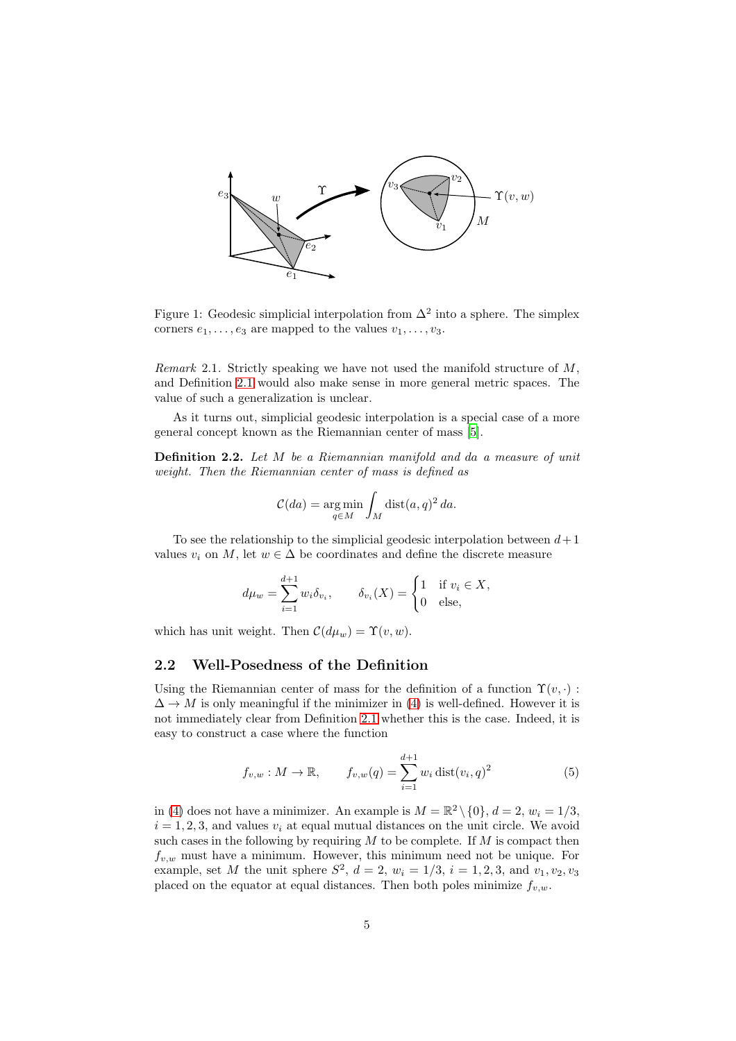Figure 1: Geodesic simplicial interpolation from $\Delta^2$ into a sphere. The simplex corners $e_1, \dots, e_3$ are mapped to the values $v_1, \dots, v_3$.

*Remark* 2.1. Strictly speaking we have not used the manifold structure of $M$, and Definition 2.1 would also make sense in more general metric spaces. The value of such a generalization is unclear.

As it turns out, simplicial geodesic interpolation is a special case of a more general concept known as the Riemannian center of mass [5].

**Definition 2.2.** *Let $M$ be a Riemannian manifold and $da$ a measure of unit weight. Then the Riemannian center of mass is defined as*

$$\mathcal{C}(da) = \operatorname*{arg\,min}_{q \in M} \int_M \operatorname{dist}(a, q)^2 \, da.$$

To see the relationship to the simplicial geodesic interpolation between $d+1$ values $v_i$ on $M$, let $w \in \Delta$ be coordinates and define the discrete measure

$$d\mu_w = \sum_{i=1}^{d+1} w_i \delta_{v_i}, \qquad \delta_{v_i}(X) = \begin{cases} 1 & \text{if } v_i \in X, \\ 0 & \text{else,} \end{cases}$$

which has unit weight. Then $\mathcal{C}(d\mu_w) = \Upsilon(v, w)$.

## 2.2 Well-Posedness of the Definition

Using the Riemannian center of mass for the definition of a function $\Upsilon(v, \cdot) : \Delta \to M$ is only meaningful if the minimizer in (4) is well-defined. However it is not immediately clear from Definition 2.1 whether this is the case. Indeed, it is easy to construct a case where the function

$$f_{v,w} : M \to \mathbb{R}, \qquad f_{v,w}(q) = \sum_{i=1}^{d+1} w_i \operatorname{dist}(v_i, q)^2 \tag{5}$$

in (4) does not have a minimizer. An example is $M = \mathbb{R}^2 \setminus \{0\}$, $d = 2$, $w_i = 1/3$, $i = 1, 2, 3$, and values $v_i$ at equal mutual distances on the unit circle. We avoid such cases in the following by requiring $M$ to be complete. If $M$ is compact then $f_{v,w}$ must have a minimum. However, this minimum need not be unique. For example, set $M$ the unit sphere $S^2$, $d = 2$, $w_i = 1/3$, $i = 1, 2, 3$, and $v_1, v_2, v_3$ placed on the equator at equal distances. Then both poles minimize $f_{v,w}$.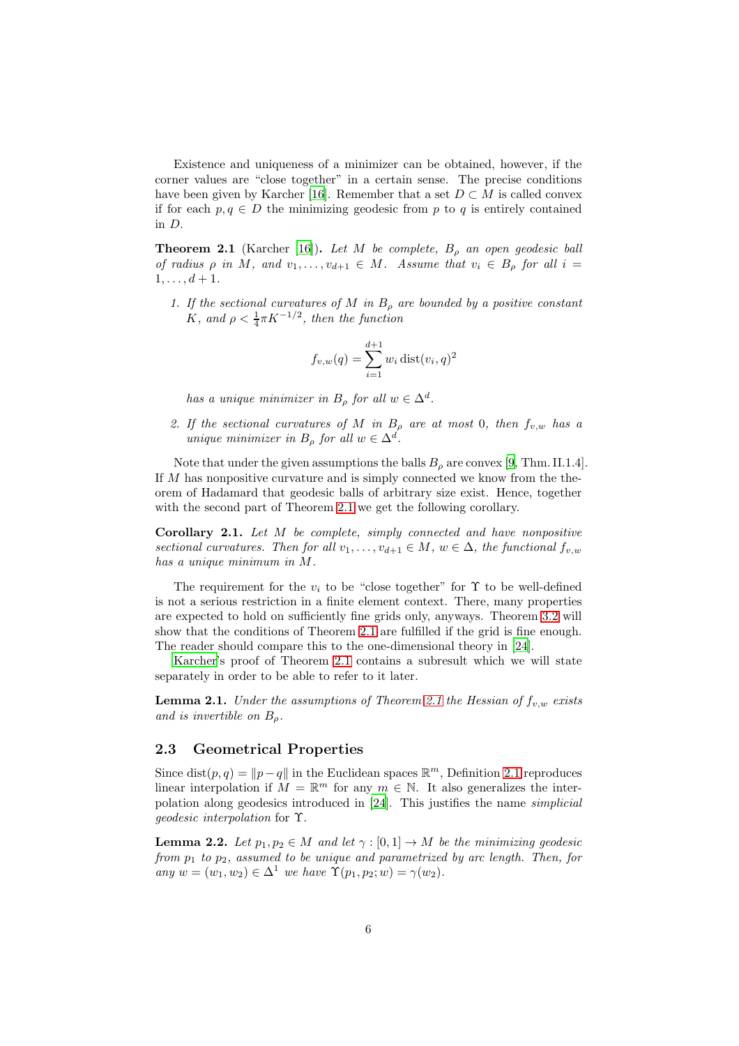Existence and uniqueness of a minimizer can be obtained, however, if the corner values are "close together" in a certain sense. The precise conditions have been given by Karcher [16]. Remember that a set $D \subset M$ is called convex if for each $p, q \in D$ the minimizing geodesic from $p$ to $q$ is entirely contained in $D$.

**Theorem 2.1** (Karcher [16]). *Let $M$ be complete, $B_\rho$ an open geodesic ball of radius $\rho$ in $M$, and $v_1, \dots, v_{d+1} \in M$. Assume that $v_i \in B_\rho$ for all $i = 1, \dots, d+1$.*

1. *If the sectional curvatures of $M$ in $B_\rho$ are bounded by a positive constant $K$, and $\rho < \frac{1}{4}\pi K^{-1/2}$, then the function*

$$f_{v,w}(q) = \sum_{i=1}^{d+1} w_i \operatorname{dist}(v_i, q)^2$$

*has a unique minimizer in $B_\rho$ for all $w \in \Delta^d$.*

2. *If the sectional curvatures of $M$ in $B_\rho$ are at most 0, then $f_{v,w}$ has a unique minimizer in $B_\rho$ for all $w \in \Delta^d$.*

Note that under the given assumptions the balls $B_\rho$ are convex [9, Thm. II.1.4]. If $M$ has nonpositive curvature and is simply connected we know from the theorem of Hadamard that geodesic balls of arbitrary size exist. Hence, together with the second part of Theorem 2.1 we get the following corollary.

**Corollary 2.1.** *Let $M$ be complete, simply connected and have nonpositive sectional curvatures. Then for all $v_1, \dots, v_{d+1} \in M$, $w \in \Delta$, the functional $f_{v,w}$ has a unique minimum in $M$.*

The requirement for the $v_i$ to be "close together" for $\Upsilon$ to be well-defined is not a serious restriction in a finite element context. There, many properties are expected to hold on sufficiently fine grids only, anyways. Theorem 3.2 will show that the conditions of Theorem 2.1 are fulfilled if the grid is fine enough. The reader should compare this to the one-dimensional theory in [24].

Karcher's proof of Theorem 2.1 contains a subresult which we will state separately in order to be able to refer to it later.

**Lemma 2.1.** *Under the assumptions of Theorem 2.1 the Hessian of $f_{v,w}$ exists and is invertible on $B_\rho$.*

## 2.3 Geometrical Properties

Since $\operatorname{dist}(p, q) = \|p - q\|$ in the Euclidean spaces $\mathbb{R}^m$, Definition 2.1 reproduces linear interpolation if $M = \mathbb{R}^m$ for any $m \in \mathbb{N}$. It also generalizes the interpolation along geodesics introduced in [24]. This justifies the name *simplicial geodesic interpolation* for $\Upsilon$.

**Lemma 2.2.** *Let $p_1, p_2 \in M$ and let $\gamma : [0, 1] \to M$ be the minimizing geodesic from $p_1$ to $p_2$, assumed to be unique and parametrized by arc length. Then, for any $w = (w_1, w_2) \in \Delta^1$ we have $\Upsilon(p_1, p_2; w) = \gamma(w_2)$.*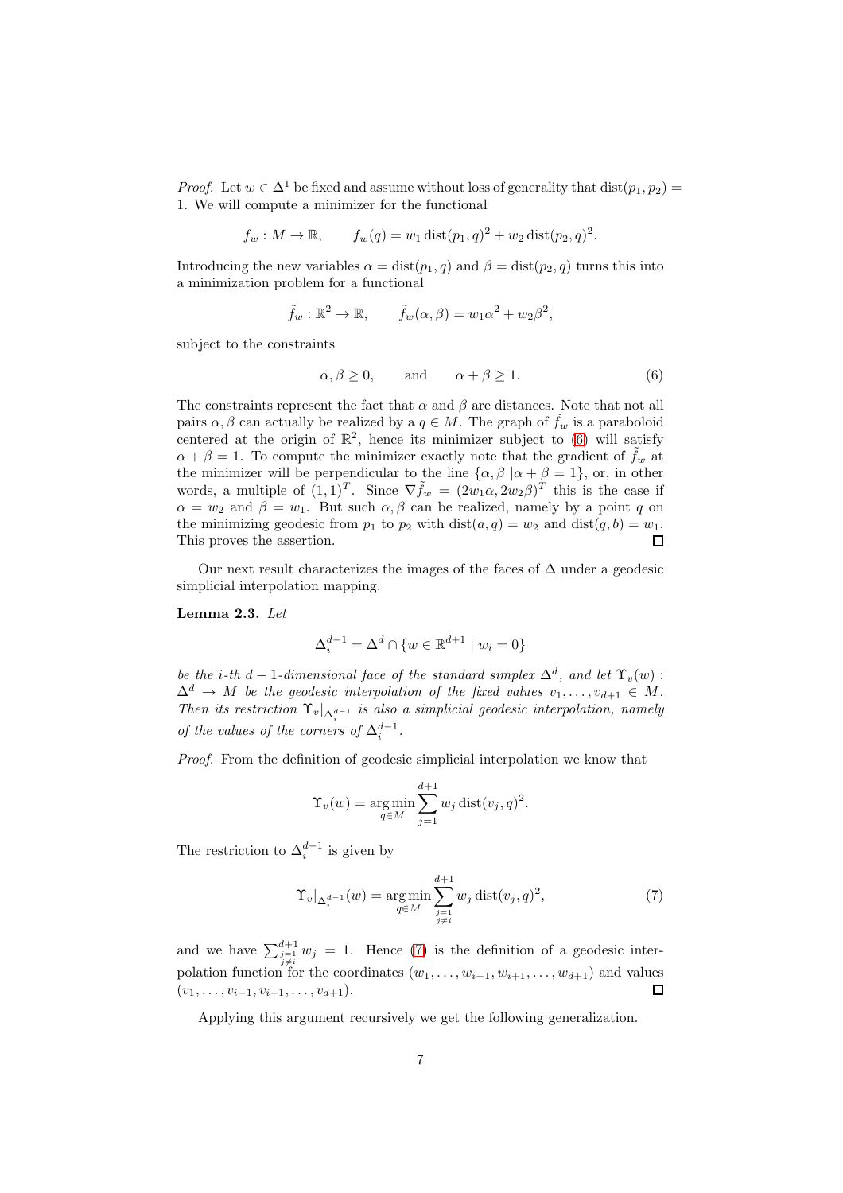*Proof.* Let $w \in \Delta^1$ be fixed and assume without loss of generality that $\operatorname{dist}(p_1, p_2) = 1$. We will compute a minimizer for the functional

$$f_w : M \to \mathbb{R}, \qquad f_w(q) = w_1 \operatorname{dist}(p_1, q)^2 + w_2 \operatorname{dist}(p_2, q)^2.$$

Introducing the new variables $\alpha = \operatorname{dist}(p_1, q)$ and $\beta = \operatorname{dist}(p_2, q)$ turns this into a minimization problem for a functional

$$\tilde{f}_w : \mathbb{R}^2 \to \mathbb{R}, \qquad \tilde{f}_w(\alpha, \beta) = w_1 \alpha^2 + w_2 \beta^2,$$

subject to the constraints

$$\alpha, \beta \geq 0, \qquad \text{and} \qquad \alpha + \beta \geq 1. \tag{6}$$

The constraints represent the fact that $\alpha$ and $\beta$ are distances. Note that not all pairs $\alpha, \beta$ can actually be realized by a $q \in M$. The graph of $\tilde{f}_w$ is a paraboloid centered at the origin of $\mathbb{R}^2$, hence its minimizer subject to (6) will satisfy $\alpha + \beta = 1$. To compute the minimizer exactly note that the gradient of $\tilde{f}_w$ at the minimizer will be perpendicular to the line $\{\alpha, \beta \mid \alpha + \beta = 1\}$, or, in other words, a multiple of $(1, 1)^T$. Since $\nabla \tilde{f}_w = (2w_1\alpha, 2w_2\beta)^T$ this is the case if $\alpha = w_2$ and $\beta = w_1$. But such $\alpha, \beta$ can be realized, namely by a point $q$ on the minimizing geodesic from $p_1$ to $p_2$ with $\operatorname{dist}(a, q) = w_2$ and $\operatorname{dist}(q, b) = w_1$. This proves the assertion. $\square$

Our next result characterizes the images of the faces of $\Delta$ under a geodesic simplicial interpolation mapping.

**Lemma 2.3.** *Let*

$$\Delta_i^{d-1} = \Delta^d \cap \{w \in \mathbb{R}^{d+1} \mid w_i = 0\}$$

*be the i-th $d-1$-dimensional face of the standard simplex $\Delta^d$, and let $\Upsilon_v(w) : \Delta^d \to M$ be the geodesic interpolation of the fixed values $v_1, \ldots, v_{d+1} \in M$. Then its restriction $\Upsilon_v|_{\Delta_i^{d-1}}$ is also a simplicial geodesic interpolation, namely of the values of the corners of $\Delta_i^{d-1}$.*

*Proof.* From the definition of geodesic simplicial interpolation we know that

$$\Upsilon_v(w) = \operatorname*{arg\,min}_{q \in M} \sum_{j=1}^{d+1} w_j \operatorname{dist}(v_j, q)^2.$$

The restriction to $\Delta_i^{d-1}$ is given by

$$\Upsilon_v|_{\Delta_i^{d-1}}(w) = \operatorname*{arg\,min}_{q \in M} \sum_{\substack{j=1 \\ j \neq i}}^{d+1} w_j \operatorname{dist}(v_j, q)^2, \tag{7}$$

and we have $\sum_{\substack{j=1 \\ j \neq i}}^{d+1} w_j = 1$. Hence (7) is the definition of a geodesic interpolation function for the coordinates $(w_1, \ldots, w_{i-1}, w_{i+1}, \ldots, w_{d+1})$ and values $(v_1, \ldots, v_{i-1}, v_{i+1}, \ldots, v_{d+1})$. $\square$

Applying this argument recursively we get the following generalization.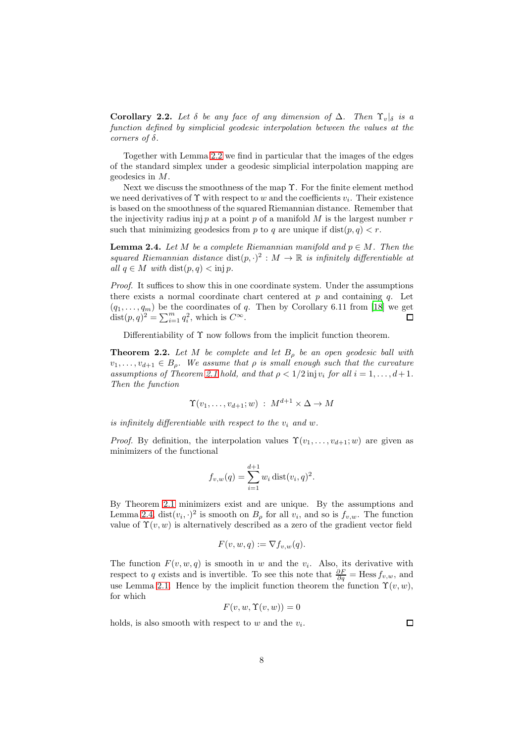**Corollary 2.2.** *Let $\delta$ be any face of any dimension of $\Delta$. Then $\Upsilon_v|_\delta$ is a function defined by simplicial geodesic interpolation between the values at the corners of $\delta$.*

Together with Lemma 2.2 we find in particular that the images of the edges of the standard simplex under a geodesic simplicial interpolation mapping are geodesics in $M$.

Next we discuss the smoothness of the map $\Upsilon$. For the finite element method we need derivatives of $\Upsilon$ with respect to $w$ and the coefficients $v_i$. Their existence is based on the smoothness of the squared Riemannian distance. Remember that the injectivity radius $\operatorname{inj} p$ at a point $p$ of a manifold $M$ is the largest number $r$ such that minimizing geodesics from $p$ to $q$ are unique if $\operatorname{dist}(p,q) < r$.

**Lemma 2.4.** *Let $M$ be a complete Riemannian manifold and $p \in M$. Then the squared Riemannian distance $\operatorname{dist}(p,\cdot)^2 : M \to \mathbb{R}$ is infinitely differentiable at all $q \in M$ with $\operatorname{dist}(p,q) < \operatorname{inj} p$.*

*Proof.* It suffices to show this in one coordinate system. Under the assumptions there exists a normal coordinate chart centered at $p$ and containing $q$. Let $(q_1, \dots, q_m)$ be the coordinates of $q$. Then by Corollary 6.11 from [18] we get $\operatorname{dist}(p,q)^2 = \sum_{i=1}^m q_i^2$, which is $C^\infty$. □

Differentiability of $\Upsilon$ now follows from the implicit function theorem.

**Theorem 2.2.** *Let $M$ be complete and let $B_\rho$ be an open geodesic ball with $v_1, \dots, v_{d+1} \in B_\rho$. We assume that $\rho$ is small enough such that the curvature assumptions of Theorem 2.1 hold, and that $\rho < 1/2 \operatorname{inj} v_i$ for all $i = 1, \dots, d+1$. Then the function*

$$\Upsilon(v_1, \dots, v_{d+1}; w) \;:\; M^{d+1} \times \Delta \to M$$

*is infinitely differentiable with respect to the $v_i$ and $w$.*

*Proof.* By definition, the interpolation values $\Upsilon(v_1, \dots, v_{d+1}; w)$ are given as minimizers of the functional

$$f_{v,w}(q) = \sum_{i=1}^{d+1} w_i \operatorname{dist}(v_i, q)^2.$$

By Theorem 2.1 minimizers exist and are unique. By the assumptions and Lemma 2.4, $\operatorname{dist}(v_i, \cdot)^2$ is smooth on $B_\rho$ for all $v_i$, and so is $f_{v,w}$. The function value of $\Upsilon(v,w)$ is alternatively described as a zero of the gradient vector field

$$F(v,w,q) := \nabla f_{v,w}(q).$$

The function $F(v,w,q)$ is smooth in $w$ and the $v_i$. Also, its derivative with respect to $q$ exists and is invertible. To see this note that $\frac{\partial F}{\partial q} = \operatorname{Hess} f_{v,w}$, and use Lemma 2.1. Hence by the implicit function theorem the function $\Upsilon(v,w)$, for which

$$F(v,w,\Upsilon(v,w)) = 0$$

holds, is also smooth with respect to $w$ and the $v_i$. □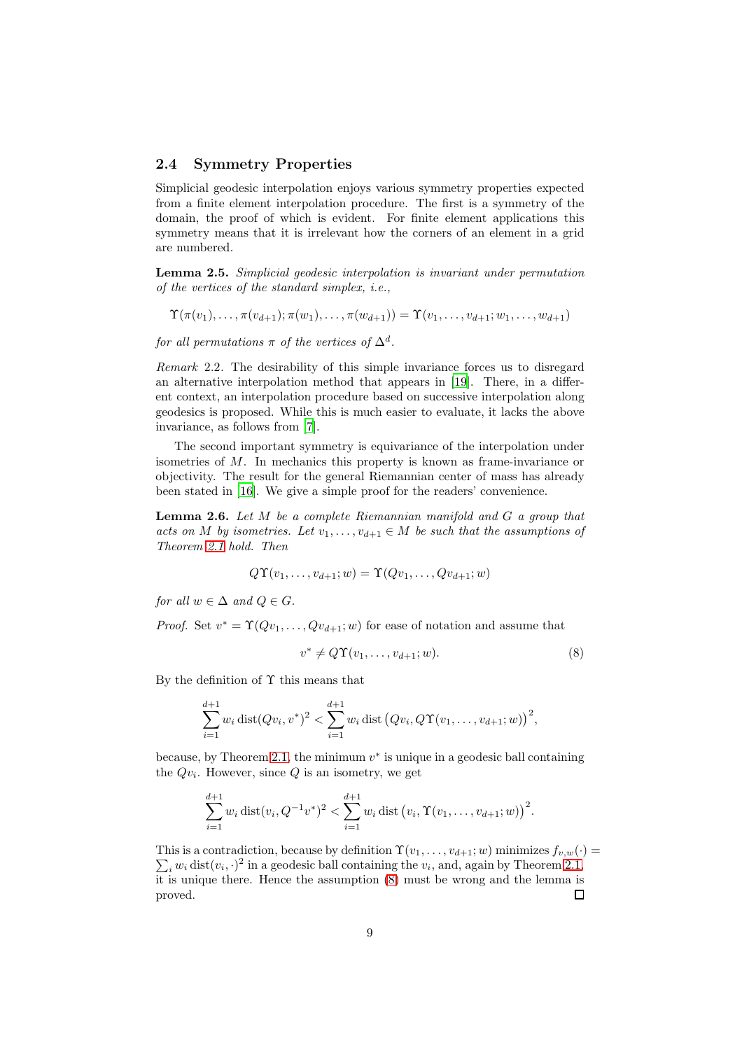### 2.4 Symmetry Properties

Simplicial geodesic interpolation enjoys various symmetry properties expected from a finite element interpolation procedure. The first is a symmetry of the domain, the proof of which is evident. For finite element applications this symmetry means that it is irrelevant how the corners of an element in a grid are numbered.

**Lemma 2.5.** *Simplicial geodesic interpolation is invariant under permutation of the vertices of the standard simplex, i.e.,*

$$\Upsilon(\pi(v_1), \dots, \pi(v_{d+1}); \pi(w_1), \dots, \pi(w_{d+1})) = \Upsilon(v_1, \dots, v_{d+1}; w_1, \dots, w_{d+1})$$

*for all permutations $\pi$ of the vertices of $\Delta^d$.*

*Remark* 2.2. The desirability of this simple invariance forces us to disregard an alternative interpolation method that appears in [19]. There, in a different context, an interpolation procedure based on successive interpolation along geodesics is proposed. While this is much easier to evaluate, it lacks the above invariance, as follows from [7].

The second important symmetry is equivariance of the interpolation under isometries of $M$. In mechanics this property is known as frame-invariance or objectivity. The result for the general Riemannian center of mass has already been stated in [16]. We give a simple proof for the readers' convenience.

**Lemma 2.6.** *Let $M$ be a complete Riemannian manifold and $G$ a group that acts on $M$ by isometries. Let $v_1, \dots, v_{d+1} \in M$ be such that the assumptions of Theorem 2.1 hold. Then*

$$Q\Upsilon(v_1, \dots, v_{d+1}; w) = \Upsilon(Qv_1, \dots, Qv_{d+1}; w)$$

*for all $w \in \Delta$ and $Q \in G$.*

*Proof.* Set $v^* = \Upsilon(Qv_1, \dots, Qv_{d+1}; w)$ for ease of notation and assume that

$$v^* \neq Q\Upsilon(v_1, \dots, v_{d+1}; w). \tag{8}$$

By the definition of $\Upsilon$ this means that

$$\sum_{i=1}^{d+1} w_i \operatorname{dist}(Qv_i, v^*)^2 < \sum_{i=1}^{d+1} w_i \operatorname{dist}\big(Qv_i, Q\Upsilon(v_1, \dots, v_{d+1}; w)\big)^2,$$

because, by Theorem 2.1, the minimum $v^*$ is unique in a geodesic ball containing the $Qv_i$. However, since $Q$ is an isometry, we get

$$\sum_{i=1}^{d+1} w_i \operatorname{dist}(v_i, Q^{-1}v^*)^2 < \sum_{i=1}^{d+1} w_i \operatorname{dist}\big(v_i, \Upsilon(v_1, \dots, v_{d+1}; w)\big)^2.$$

This is a contradiction, because by definition $\Upsilon(v_1, \dots, v_{d+1}; w)$ minimizes $f_{v,w}(\cdot) = \sum_i w_i \operatorname{dist}(v_i, \cdot)^2$ in a geodesic ball containing the $v_i$, and, again by Theorem 2.1, it is unique there. Hence the assumption (8) must be wrong and the lemma is proved. $\square$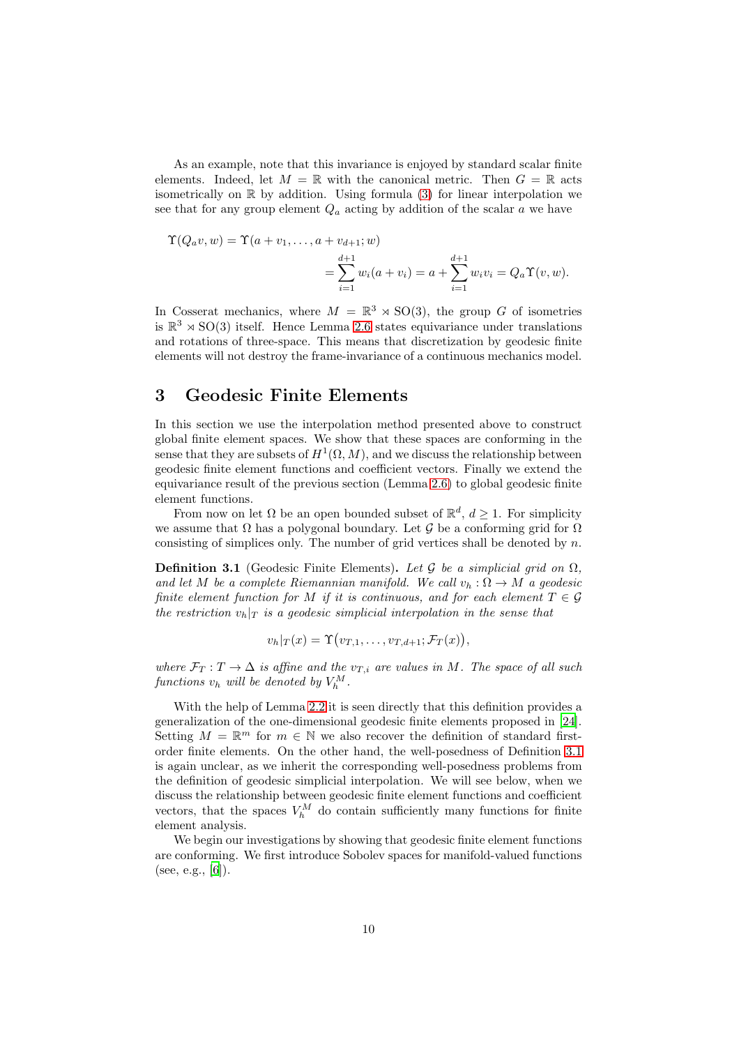As an example, note that this invariance is enjoyed by standard scalar finite elements. Indeed, let $M = \mathbb{R}$ with the canonical metric. Then $G = \mathbb{R}$ acts isometrically on $\mathbb{R}$ by addition. Using formula (3) for linear interpolation we see that for any group element $Q_a$ acting by addition of the scalar $a$ we have

$$
\begin{aligned}
\Upsilon(Q_a v, w) &= \Upsilon(a + v_1, \dots, a + v_{d+1}; w) \\
&= \sum_{i=1}^{d+1} w_i (a + v_i) = a + \sum_{i=1}^{d+1} w_i v_i = Q_a \Upsilon(v, w).
\end{aligned}
$$

In Cosserat mechanics, where $M = \mathbb{R}^3 \rtimes \mathrm{SO}(3)$, the group $G$ of isometries is $\mathbb{R}^3 \rtimes \mathrm{SO}(3)$ itself. Hence Lemma 2.6 states equivariance under translations and rotations of three-space. This means that discretization by geodesic finite elements will not destroy the frame-invariance of a continuous mechanics model.

# 3 Geodesic Finite Elements

In this section we use the interpolation method presented above to construct global finite element spaces. We show that these spaces are conforming in the sense that they are subsets of $H^1(\Omega, M)$, and we discuss the relationship between geodesic finite element functions and coefficient vectors. Finally we extend the equivariance result of the previous section (Lemma 2.6) to global geodesic finite element functions.

From now on let $\Omega$ be an open bounded subset of $\mathbb{R}^d$, $d \geq 1$. For simplicity we assume that $\Omega$ has a polygonal boundary. Let $\mathcal{G}$ be a conforming grid for $\Omega$ consisting of simplices only. The number of grid vertices shall be denoted by $n$.

**Definition 3.1** (Geodesic Finite Elements)**.** *Let $\mathcal{G}$ be a simplicial grid on $\Omega$, and let $M$ be a complete Riemannian manifold. We call $v_h : \Omega \to M$ a geodesic finite element function for $M$ if it is continuous, and for each element $T \in \mathcal{G}$ the restriction $v_h|_T$ is a geodesic simplicial interpolation in the sense that*

$$
v_h|_T(x) = \Upsilon\big(v_{T,1}, \dots, v_{T,d+1}; \mathcal{F}_T(x)\big),
$$

*where $\mathcal{F}_T : T \to \Delta$ is affine and the $v_{T,i}$ are values in $M$. The space of all such functions $v_h$ will be denoted by $V_h^M$.*

With the help of Lemma 2.2 it is seen directly that this definition provides a generalization of the one-dimensional geodesic finite elements proposed in [24]. Setting $M = \mathbb{R}^m$ for $m \in \mathbb{N}$ we also recover the definition of standard first-order finite elements. On the other hand, the well-posedness of Definition 3.1 is again unclear, as we inherit the corresponding well-posedness problems from the definition of geodesic simplicial interpolation. We will see below, when we discuss the relationship between geodesic finite element functions and coefficient vectors, that the spaces $V_h^M$ do contain sufficiently many functions for finite element analysis.

We begin our investigations by showing that geodesic finite element functions are conforming. We first introduce Sobolev spaces for manifold-valued functions (see, e.g., [6]).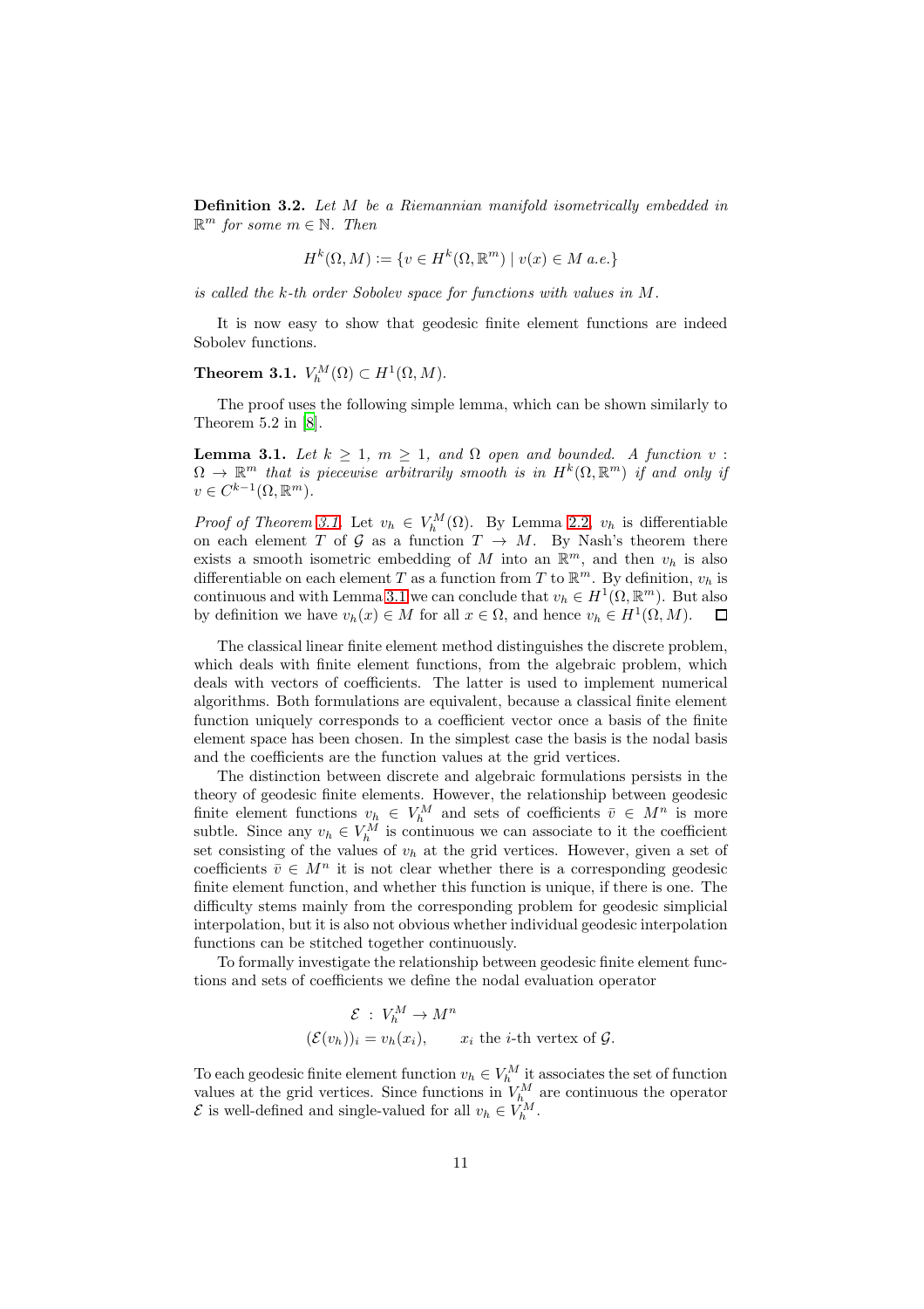**Definition 3.2.** *Let $M$ be a Riemannian manifold isometrically embedded in $\mathbb{R}^m$ for some $m \in \mathbb{N}$. Then*

$$H^k(\Omega, M) := \{v \in H^k(\Omega, \mathbb{R}^m) \mid v(x) \in M \text{ a.e.}\}$$

*is called the $k$-th order Sobolev space for functions with values in $M$.*

It is now easy to show that geodesic finite element functions are indeed Sobolev functions.

**Theorem 3.1.** $V_h^M(\Omega) \subset H^1(\Omega, M)$.

The proof uses the following simple lemma, which can be shown similarly to Theorem 5.2 in [8].

**Lemma 3.1.** *Let $k \geq 1$, $m \geq 1$, and $\Omega$ open and bounded. A function $v : \Omega \to \mathbb{R}^m$ that is piecewise arbitrarily smooth is in $H^k(\Omega, \mathbb{R}^m)$ if and only if $v \in C^{k-1}(\Omega, \mathbb{R}^m)$.*

*Proof of Theorem 3.1.* Let $v_h \in V_h^M(\Omega)$. By Lemma 2.2, $v_h$ is differentiable on each element $T$ of $\mathcal{G}$ as a function $T \to M$. By Nash's theorem there exists a smooth isometric embedding of $M$ into an $\mathbb{R}^m$, and then $v_h$ is also differentiable on each element $T$ as a function from $T$ to $\mathbb{R}^m$. By definition, $v_h$ is continuous and with Lemma 3.1 we can conclude that $v_h \in H^1(\Omega, \mathbb{R}^m)$. But also by definition we have $v_h(x) \in M$ for all $x \in \Omega$, and hence $v_h \in H^1(\Omega, M)$. □

The classical linear finite element method distinguishes the discrete problem, which deals with finite element functions, from the algebraic problem, which deals with vectors of coefficients. The latter is used to implement numerical algorithms. Both formulations are equivalent, because a classical finite element function uniquely corresponds to a coefficient vector once a basis of the finite element space has been chosen. In the simplest case the basis is the nodal basis and the coefficients are the function values at the grid vertices.

The distinction between discrete and algebraic formulations persists in the theory of geodesic finite elements. However, the relationship between geodesic finite element functions $v_h \in V_h^M$ and sets of coefficients $\bar{v} \in M^n$ is more subtle. Since any $v_h \in V_h^M$ is continuous we can associate to it the coefficient set consisting of the values of $v_h$ at the grid vertices. However, given a set of coefficients $\bar{v} \in M^n$ it is not clear whether there is a corresponding geodesic finite element function, and whether this function is unique, if there is one. The difficulty stems mainly from the corresponding problem for geodesic simplicial interpolation, but it is also not obvious whether individual geodesic interpolation functions can be stitched together continuously.

To formally investigate the relationship between geodesic finite element functions and sets of coefficients we define the nodal evaluation operator

$$\begin{aligned} \mathcal{E} \, &: \, V_h^M \to M^n \\ (\mathcal{E}(v_h))_i &= v_h(x_i), \qquad x_i \text{ the } i\text{-th vertex of } \mathcal{G}. \end{aligned}$$

To each geodesic finite element function $v_h \in V_h^M$ it associates the set of function values at the grid vertices. Since functions in $V_h^M$ are continuous the operator $\mathcal{E}$ is well-defined and single-valued for all $v_h \in V_h^M$.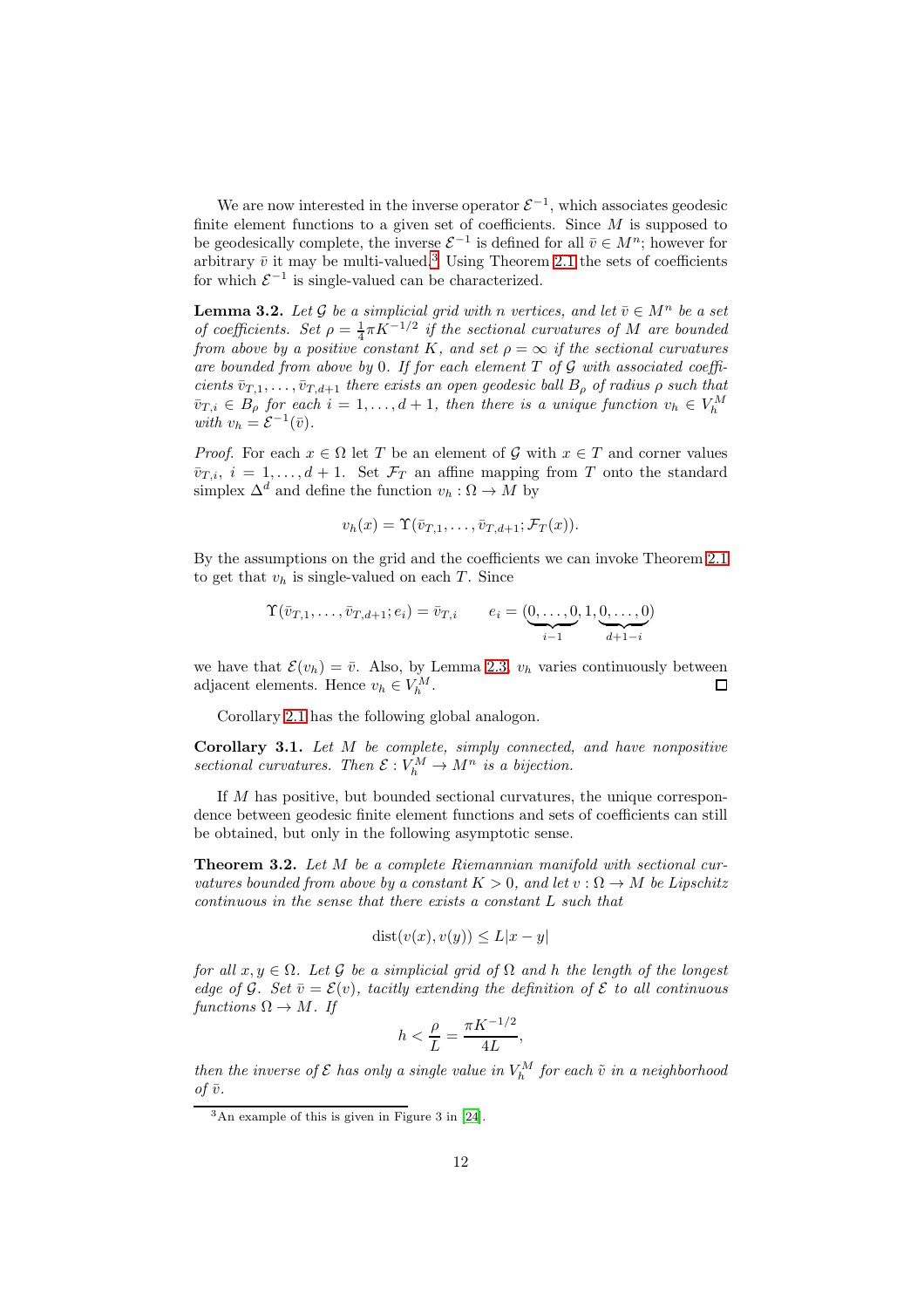We are now interested in the inverse operator $\mathcal{E}^{-1}$, which associates geodesic finite element functions to a given set of coefficients. Since $M$ is supposed to be geodesically complete, the inverse $\mathcal{E}^{-1}$ is defined for all $\bar{v} \in M^n$; however for arbitrary $\bar{v}$ it may be multi-valued.[3] Using Theorem 2.1 the sets of coefficients for which $\mathcal{E}^{-1}$ is single-valued can be characterized.

**Lemma 3.2.** *Let $\mathcal{G}$ be a simplicial grid with $n$ vertices, and let $\bar{v} \in M^n$ be a set of coefficients. Set $\rho = \frac{1}{4}\pi K^{-1/2}$ if the sectional curvatures of $M$ are bounded from above by a positive constant $K$, and set $\rho = \infty$ if the sectional curvatures are bounded from above by 0. If for each element $T$ of $\mathcal{G}$ with associated coefficients $\bar{v}_{T,1}, \dots, \bar{v}_{T,d+1}$ there exists an open geodesic ball $B_\rho$ of radius $\rho$ such that $\bar{v}_{T,i} \in B_\rho$ for each $i = 1, \dots, d+1$, then there is a unique function $v_h \in V_h^M$ with $v_h = \mathcal{E}^{-1}(\bar{v})$.*

*Proof.* For each $x \in \Omega$ let $T$ be an element of $\mathcal{G}$ with $x \in T$ and corner values $\bar{v}_{T,i}$, $i = 1, \dots, d+1$. Set $\mathcal{F}_T$ an affine mapping from $T$ onto the standard simplex $\Delta^d$ and define the function $v_h : \Omega \to M$ by

$$v_h(x) = \Upsilon(\bar{v}_{T,1}, \dots, \bar{v}_{T,d+1}; \mathcal{F}_T(x)).$$

By the assumptions on the grid and the coefficients we can invoke Theorem 2.1 to get that $v_h$ is single-valued on each $T$. Since

$$\Upsilon(\bar{v}_{T,1}, \dots, \bar{v}_{T,d+1}; e_i) = \bar{v}_{T,i} \qquad e_i = (\underbrace{0, \dots, 0}_{i-1}, 1, \underbrace{0, \dots, 0}_{d+1-i})$$

we have that $\mathcal{E}(v_h) = \bar{v}$. Also, by Lemma 2.3, $v_h$ varies continuously between adjacent elements. Hence $v_h \in V_h^M$. $\square$

Corollary 2.1 has the following global analogon.

**Corollary 3.1.** *Let $M$ be complete, simply connected, and have nonpositive sectional curvatures. Then $\mathcal{E} : V_h^M \to M^n$ is a bijection.*

If $M$ has positive, but bounded sectional curvatures, the unique correspondence between geodesic finite element functions and sets of coefficients can still be obtained, but only in the following asymptotic sense.

**Theorem 3.2.** *Let $M$ be a complete Riemannian manifold with sectional curvatures bounded from above by a constant $K > 0$, and let $v : \Omega \to M$ be Lipschitz continuous in the sense that there exists a constant $L$ such that*

$$\operatorname{dist}(v(x), v(y)) \le L|x - y|$$

*for all $x, y \in \Omega$. Let $\mathcal{G}$ be a simplicial grid of $\Omega$ and $h$ the length of the longest edge of $\mathcal{G}$. Set $\bar{v} = \mathcal{E}(v)$, tacitly extending the definition of $\mathcal{E}$ to all continuous functions $\Omega \to M$. If*

$$h < \frac{\rho}{L} = \frac{\pi K^{-1/2}}{4L},$$

*then the inverse of $\mathcal{E}$ has only a single value in $V_h^M$ for each $\tilde{v}$ in a neighborhood of $\bar{v}$.*

[3] An example of this is given in Figure 3 in [24].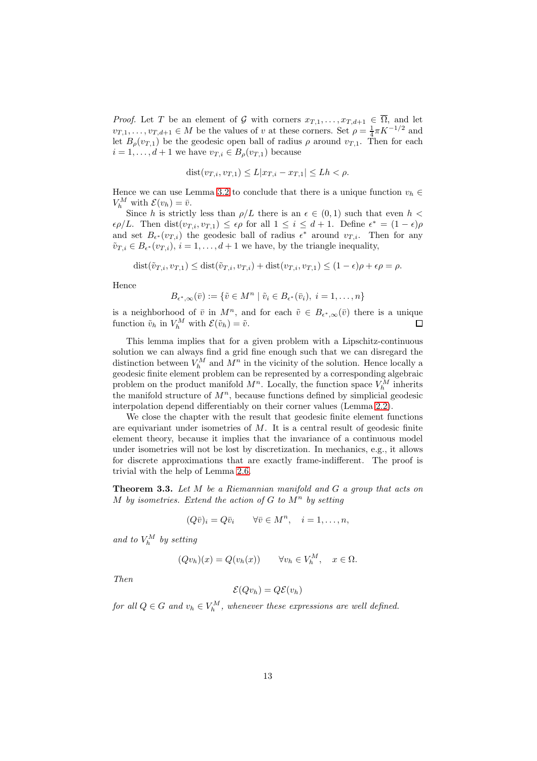*Proof.* Let $T$ be an element of $\mathcal{G}$ with corners $x_{T,1}, \dots, x_{T,d+1} \in \overline{\Omega}$, and let $v_{T,1}, \dots, v_{T,d+1} \in M$ be the values of $v$ at these corners. Set $\rho = \frac{1}{4}\pi K^{-1/2}$ and let $B_\rho(v_{T,1})$ be the geodesic open ball of radius $\rho$ around $v_{T,1}$. Then for each $i = 1, \dots, d+1$ we have $v_{T,i} \in B_\rho(v_{T,1})$ because

$$\operatorname{dist}(v_{T,i}, v_{T,1}) \leq L|x_{T,i} - x_{T,1}| \leq Lh < \rho.$$

Hence we can use Lemma 3.2 to conclude that there is a unique function $v_h \in V_h^M$ with $\mathcal{E}(v_h) = \bar{v}$.

Since $h$ is strictly less than $\rho/L$ there is an $\epsilon \in (0,1)$ such that even $h < \epsilon\rho/L$. Then $\operatorname{dist}(v_{T,i}, v_{T,1}) \leq \epsilon\rho$ for all $1 \leq i \leq d+1$. Define $\epsilon^* = (1-\epsilon)\rho$ and set $B_{\epsilon^*}(v_{T,i})$ the geodesic ball of radius $\epsilon^*$ around $v_{T,i}$. Then for any $\tilde{v}_{T,i} \in B_{\epsilon^*}(v_{T,i})$, $i = 1, \dots, d+1$ we have, by the triangle inequality,

$$\operatorname{dist}(\tilde{v}_{T,i}, v_{T,1}) \leq \operatorname{dist}(\tilde{v}_{T,i}, v_{T,i}) + \operatorname{dist}(v_{T,i}, v_{T,1}) \leq (1-\epsilon)\rho + \epsilon\rho = \rho.$$

Hence

$$B_{\epsilon^*,\infty}(\bar{v}) := \{\tilde{v} \in M^n \mid \tilde{v}_i \in B_{\epsilon^*}(\bar{v}_i),\ i = 1, \dots, n\}$$

is a neighborhood of $\bar{v}$ in $M^n$, and for each $\tilde{v} \in B_{\epsilon^*,\infty}(\bar{v})$ there is a unique function $\tilde{v}_h$ in $V_h^M$ with $\mathcal{E}(\tilde{v}_h) = \tilde{v}$. □

This lemma implies that for a given problem with a Lipschitz-continuous solution we can always find a grid fine enough such that we can disregard the distinction between $V_h^M$ and $M^n$ in the vicinity of the solution. Hence locally a geodesic finite element problem can be represented by a corresponding algebraic problem on the product manifold $M^n$. Locally, the function space $V_h^M$ inherits the manifold structure of $M^n$, because functions defined by simplicial geodesic interpolation depend differentiably on their corner values (Lemma 2.2).

We close the chapter with the result that geodesic finite element functions are equivariant under isometries of $M$. It is a central result of geodesic finite element theory, because it implies that the invariance of a continuous model under isometries will not be lost by discretization. In mechanics, e.g., it allows for discrete approximations that are exactly frame-indifferent. The proof is trivial with the help of Lemma 2.6.

**Theorem 3.3.** *Let $M$ be a Riemannian manifold and $G$ a group that acts on $M$ by isometries. Extend the action of $G$ to $M^n$ by setting*

$$(Q\bar{v})_i = Q\bar{v}_i \qquad \forall \bar{v} \in M^n, \quad i = 1, \dots, n,$$

*and to $V_h^M$ by setting*

$$(Qv_h)(x) = Q(v_h(x)) \qquad \forall v_h \in V_h^M, \quad x \in \Omega.$$

*Then*

$$\mathcal{E}(Qv_h) = Q\mathcal{E}(v_h)$$

*for all $Q \in G$ and $v_h \in V_h^M$, whenever these expressions are well defined.*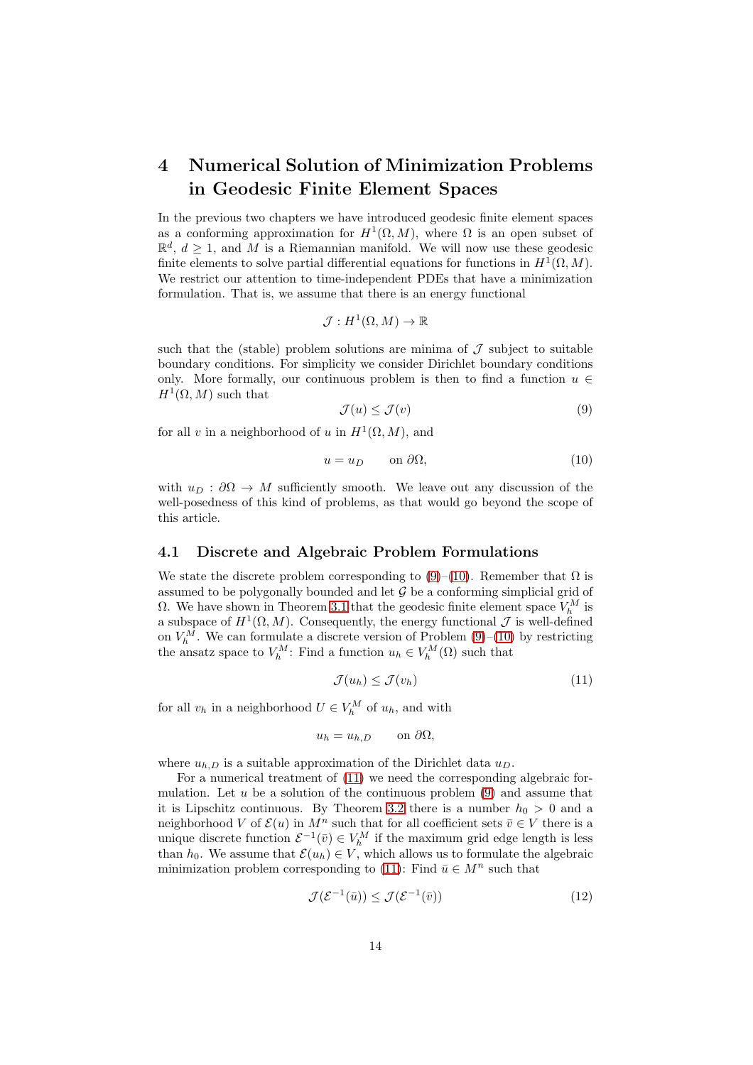# 4 Numerical Solution of Minimization Problems in Geodesic Finite Element Spaces

In the previous two chapters we have introduced geodesic finite element spaces as a conforming approximation for $H^1(\Omega, M)$, where $\Omega$ is an open subset of $\mathbb{R}^d$, $d \geq 1$, and $M$ is a Riemannian manifold. We will now use these geodesic finite elements to solve partial differential equations for functions in $H^1(\Omega, M)$. We restrict our attention to time-independent PDEs that have a minimization formulation. That is, we assume that there is an energy functional

$$\mathcal{J} : H^1(\Omega, M) \to \mathbb{R}$$

such that the (stable) problem solutions are minima of $\mathcal{J}$ subject to suitable boundary conditions. For simplicity we consider Dirichlet boundary conditions only. More formally, our continuous problem is then to find a function $u \in H^1(\Omega, M)$ such that

$$\mathcal{J}(u) \leq \mathcal{J}(v) \tag{9}$$

for all $v$ in a neighborhood of $u$ in $H^1(\Omega, M)$, and

$$u = u_D \qquad \text{on } \partial\Omega, \tag{10}$$

with $u_D : \partial\Omega \to M$ sufficiently smooth. We leave out any discussion of the well-posedness of this kind of problems, as that would go beyond the scope of this article.

## 4.1 Discrete and Algebraic Problem Formulations

We state the discrete problem corresponding to (9)–(10). Remember that $\Omega$ is assumed to be polygonally bounded and let $\mathcal{G}$ be a conforming simplicial grid of $\Omega$. We have shown in Theorem 3.1 that the geodesic finite element space $V_h^M$ is a subspace of $H^1(\Omega, M)$. Consequently, the energy functional $\mathcal{J}$ is well-defined on $V_h^M$. We can formulate a discrete version of Problem (9)–(10) by restricting the ansatz space to $V_h^M$: Find a function $u_h \in V_h^M(\Omega)$ such that

$$\mathcal{J}(u_h) \leq \mathcal{J}(v_h) \tag{11}$$

for all $v_h$ in a neighborhood $U \in V_h^M$ of $u_h$, and with

$$u_h = u_{h,D} \qquad \text{on } \partial\Omega,$$

where $u_{h,D}$ is a suitable approximation of the Dirichlet data $u_D$.

For a numerical treatment of (11) we need the corresponding algebraic formulation. Let $u$ be a solution of the continuous problem (9) and assume that it is Lipschitz continuous. By Theorem 3.2 there is a number $h_0 > 0$ and a neighborhood $V$ of $\mathcal{E}(u)$ in $M^n$ such that for all coefficient sets $\bar{v} \in V$ there is a unique discrete function $\mathcal{E}^{-1}(\bar{v}) \in V_h^M$ if the maximum grid edge length is less than $h_0$. We assume that $\mathcal{E}(u_h) \in V$, which allows us to formulate the algebraic minimization problem corresponding to (11): Find $\bar{u} \in M^n$ such that

$$\mathcal{J}(\mathcal{E}^{-1}(\bar{u})) \leq \mathcal{J}(\mathcal{E}^{-1}(\bar{v})) \tag{12}$$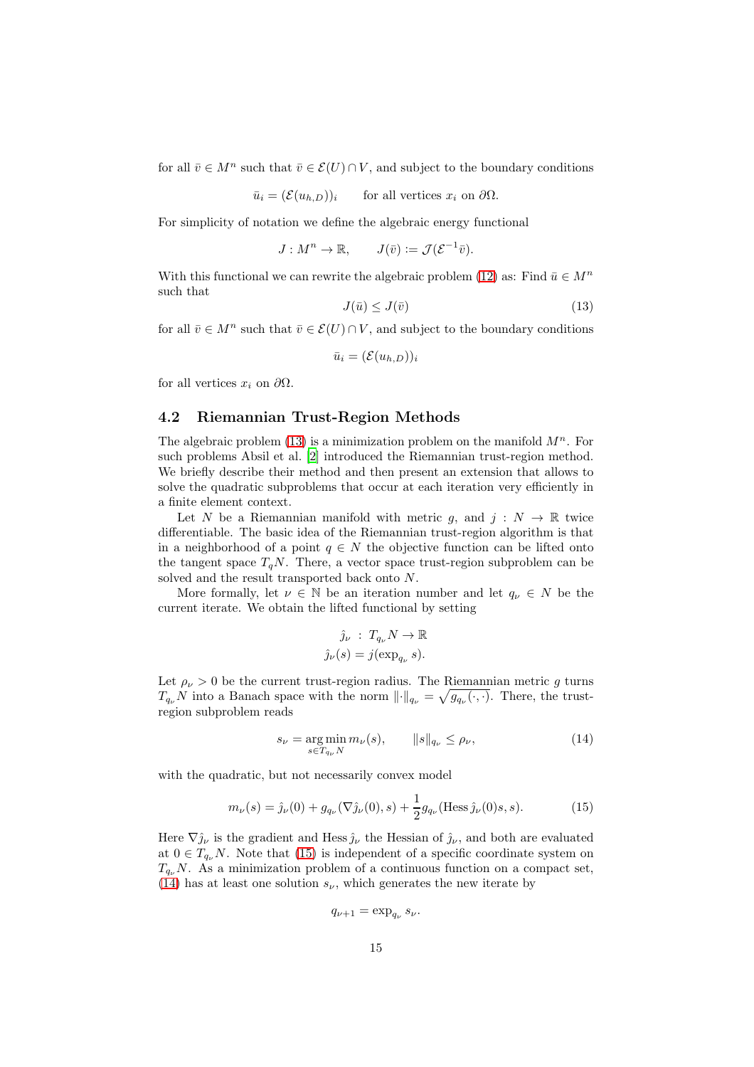for all $\bar{v} \in M^n$ such that $\bar{v} \in \mathcal{E}(U) \cap V$, and subject to the boundary conditions

$$\bar{u}_i = (\mathcal{E}(u_{h,D}))_i \qquad \text{for all vertices } x_i \text{ on } \partial\Omega.$$

For simplicity of notation we define the algebraic energy functional

$$J : M^n \to \mathbb{R}, \qquad J(\bar{v}) := \mathcal{J}(\mathcal{E}^{-1}\bar{v}).$$

With this functional we can rewrite the algebraic problem (12) as: Find $\bar{u} \in M^n$ such that

$$J(\bar{u}) \leq J(\bar{v}) \tag{13}$$

for all $\bar{v} \in M^n$ such that $\bar{v} \in \mathcal{E}(U) \cap V$, and subject to the boundary conditions

$$\bar{u}_i = (\mathcal{E}(u_{h,D}))_i$$

for all vertices $x_i$ on $\partial\Omega$.

## 4.2 Riemannian Trust-Region Methods

The algebraic problem (13) is a minimization problem on the manifold $M^n$. For such problems Absil et al. [2] introduced the Riemannian trust-region method. We briefly describe their method and then present an extension that allows to solve the quadratic subproblems that occur at each iteration very efficiently in a finite element context.

Let $N$ be a Riemannian manifold with metric $g$, and $j : N \to \mathbb{R}$ twice differentiable. The basic idea of the Riemannian trust-region algorithm is that in a neighborhood of a point $q \in N$ the objective function can be lifted onto the tangent space $T_q N$. There, a vector space trust-region subproblem can be solved and the result transported back onto $N$.

More formally, let $\nu \in \mathbb{N}$ be an iteration number and let $q_\nu \in N$ be the current iterate. We obtain the lifted functional by setting

$$\hat{j}_\nu \; : \; T_{q_\nu} N \to \mathbb{R}$$
$$\hat{j}_\nu(s) = j(\exp_{q_\nu} s).$$

Let $\rho_\nu > 0$ be the current trust-region radius. The Riemannian metric $g$ turns $T_{q_\nu} N$ into a Banach space with the norm $\|\cdot\|_{q_\nu} = \sqrt{g_{q_\nu}(\cdot,\cdot)}$. There, the trust-region subproblem reads

$$s_\nu = \operatorname*{arg\,min}_{s \in T_{q_\nu} N} m_\nu(s), \qquad \|s\|_{q_\nu} \leq \rho_\nu, \tag{14}$$

with the quadratic, but not necessarily convex model

$$m_\nu(s) = \hat{j}_\nu(0) + g_{q_\nu}(\nabla \hat{j}_\nu(0), s) + \frac{1}{2} g_{q_\nu}(\operatorname{Hess} \hat{j}_\nu(0) s, s). \tag{15}$$

Here $\nabla \hat{j}_\nu$ is the gradient and $\operatorname{Hess} \hat{j}_\nu$ the Hessian of $\hat{j}_\nu$, and both are evaluated at $0 \in T_{q_\nu} N$. Note that (15) is independent of a specific coordinate system on $T_{q_\nu} N$. As a minimization problem of a continuous function on a compact set, (14) has at least one solution $s_\nu$, which generates the new iterate by

$$q_{\nu+1} = \exp_{q_\nu} s_\nu.$$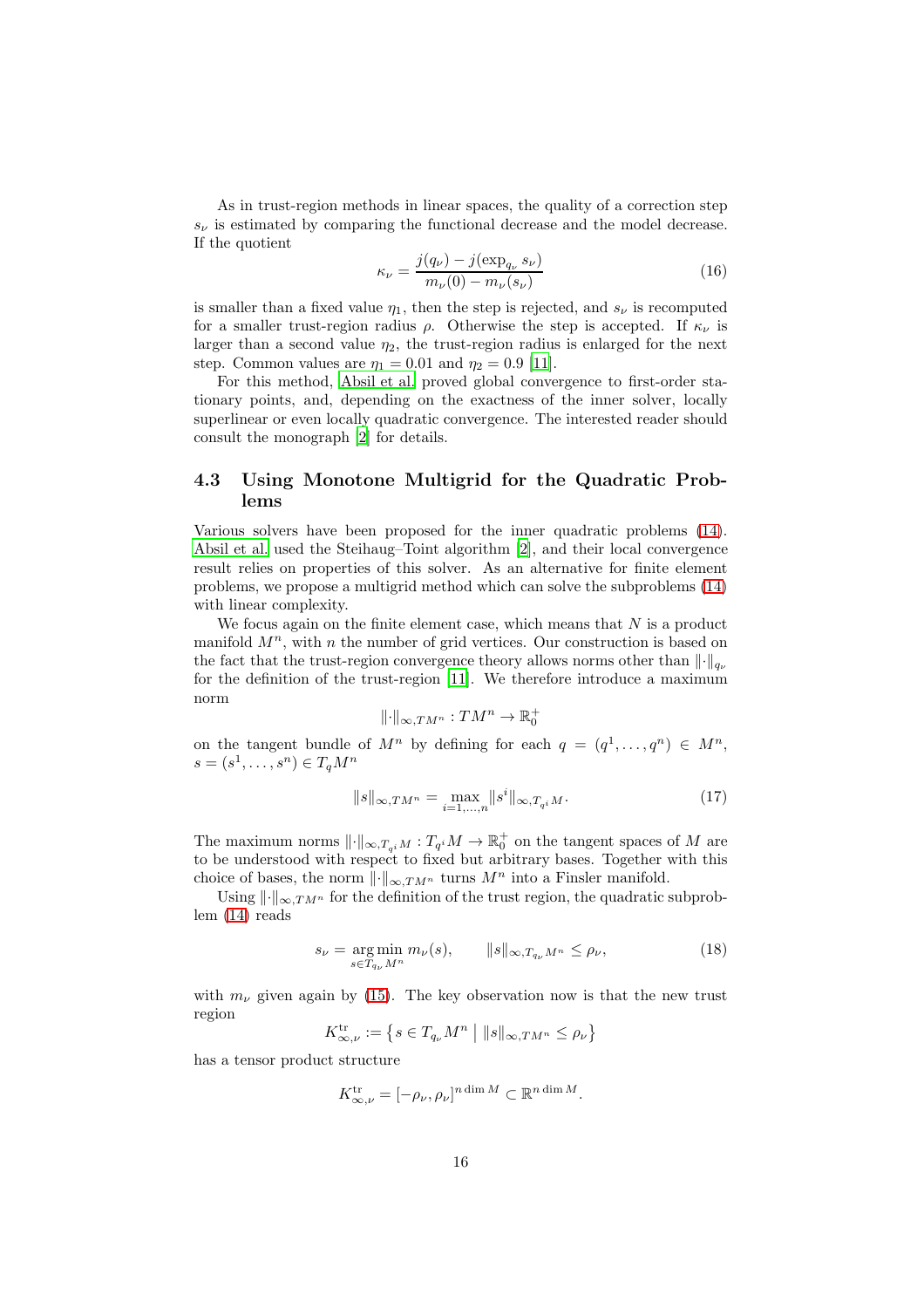As in trust-region methods in linear spaces, the quality of a correction step $s_\nu$ is estimated by comparing the functional decrease and the model decrease. If the quotient

$$\kappa_\nu = \frac{j(q_\nu) - j(\exp_{q_\nu} s_\nu)}{m_\nu(0) - m_\nu(s_\nu)} \tag{16}$$

is smaller than a fixed value $\eta_1$, then the step is rejected, and $s_\nu$ is recomputed for a smaller trust-region radius $\rho$. Otherwise the step is accepted. If $\kappa_\nu$ is larger than a second value $\eta_2$, the trust-region radius is enlarged for the next step. Common values are $\eta_1 = 0.01$ and $\eta_2 = 0.9$ [11].

For this method, Absil et al. proved global convergence to first-order stationary points, and, depending on the exactness of the inner solver, locally superlinear or even locally quadratic convergence. The interested reader should consult the monograph [2] for details.

## 4.3 Using Monotone Multigrid for the Quadratic Problems

Various solvers have been proposed for the inner quadratic problems (14). Absil et al. used the Steihaug–Toint algorithm [2], and their local convergence result relies on properties of this solver. As an alternative for finite element problems, we propose a multigrid method which can solve the subproblems (14) with linear complexity.

We focus again on the finite element case, which means that $N$ is a product manifold $M^n$, with $n$ the number of grid vertices. Our construction is based on the fact that the trust-region convergence theory allows norms other than $\|\cdot\|_{q_\nu}$ for the definition of the trust-region [11]. We therefore introduce a maximum norm

$$\|\cdot\|_{\infty,TM^n} : TM^n \to \mathbb{R}_0^+$$

on the tangent bundle of $M^n$ by defining for each $q = (q^1, \dots, q^n) \in M^n$, $s = (s^1, \dots, s^n) \in T_q M^n$

$$\|s\|_{\infty,TM^n} = \max_{i=1,\dots,n} \|s^i\|_{\infty,T_{q^i}M}. \tag{17}$$

The maximum norms $\|\cdot\|_{\infty,T_{q^i}M} : T_{q^i}M \to \mathbb{R}_0^+$ on the tangent spaces of $M$ are to be understood with respect to fixed but arbitrary bases. Together with this choice of bases, the norm $\|\cdot\|_{\infty,TM^n}$ turns $M^n$ into a Finsler manifold.

Using $\|\cdot\|_{\infty,TM^n}$ for the definition of the trust region, the quadratic subproblem (14) reads

$$s_\nu = \operatorname*{arg\,min}_{s \in T_{q_\nu} M^n} m_\nu(s), \qquad \|s\|_{\infty,T_{q_\nu}M^n} \le \rho_\nu, \tag{18}$$

with $m_\nu$ given again by (15). The key observation now is that the new trust region

$$K^{\text{tr}}_{\infty,\nu} := \left\{ s \in T_{q_\nu} M^n \;\middle|\; \|s\|_{\infty,TM^n} \le \rho_\nu \right\}$$

has a tensor product structure

$$K^{\text{tr}}_{\infty,\nu} = [-\rho_\nu, \rho_\nu]^{n \dim M} \subset \mathbb{R}^{n \dim M}.$$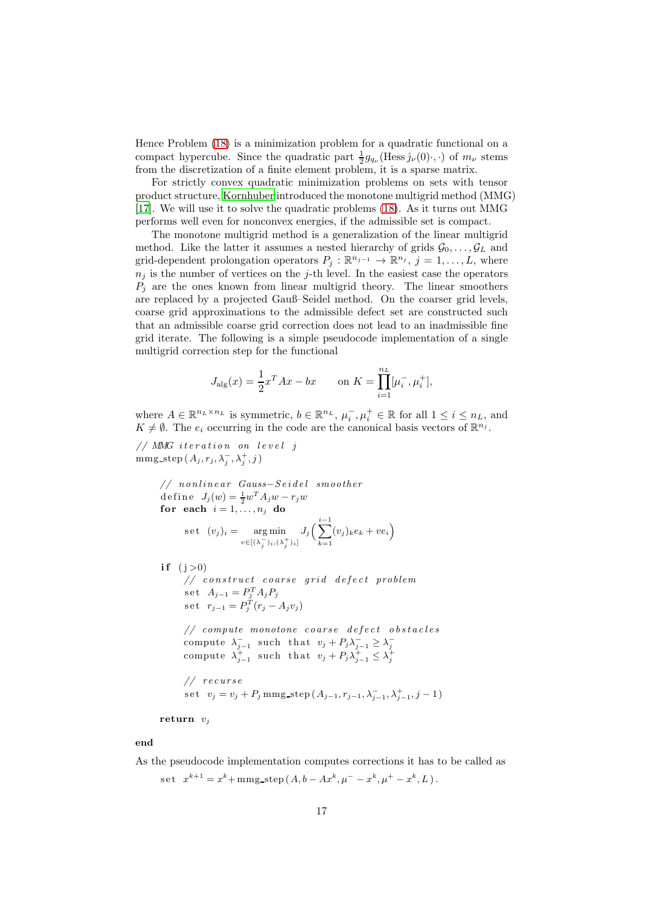Hence Problem (18) is a minimization problem for a quadratic functional on a compact hypercube. Since the quadratic part $\frac{1}{2}g_{q_\nu}(\operatorname{Hess}\hat{j}_\nu(0)\cdot,\cdot)$ of $m_\nu$ stems from the discretization of a finite element problem, it is a sparse matrix.

For strictly convex quadratic minimization problems on sets with tensor product structure, Kornhuber introduced the monotone multigrid method (MMG) [17]. We will use it to solve the quadratic problems (18). As it turns out MMG performs well even for nonconvex energies, if the admissible set is compact.

The monotone multigrid method is a generalization of the linear multigrid method. Like the latter it assumes a nested hierarchy of grids $\mathcal{G}_0, \ldots, \mathcal{G}_L$ and grid-dependent prolongation operators $P_j : \mathbb{R}^{n_{j-1}} \to \mathbb{R}^{n_j}$, $j = 1, \ldots, L$, where $n_j$ is the number of vertices on the $j$-th level. In the easiest case the operators $P_j$ are the ones known from linear multigrid theory. The linear smoothers are replaced by a projected Gauß–Seidel method. On the coarser grid levels, coarse grid approximations to the admissible defect set are constructed such that an admissible coarse grid correction does not lead to an inadmissible fine grid iterate. The following is a simple pseudocode implementation of a single multigrid correction step for the functional

$$J_{\text{alg}}(x) = \frac{1}{2}x^T Ax - bx \qquad \text{on } K = \prod_{i=1}^{n_L} [\mu_i^-, \mu_i^+],$$

where $A \in \mathbb{R}^{n_L \times n_L}$ is symmetric, $b \in \mathbb{R}^{n_L}$, $\mu_i^-, \mu_i^+ \in \mathbb{R}$ for all $1 \le i \le n_L$, and $K \neq \emptyset$. The $e_i$ occurring in the code are the canonical basis vectors of $\mathbb{R}^{n_j}$.

```
// MMG iteration on level j
mmg_step(A_j, r_j, λ_j^-, λ_j^+, j)

    // nonlinear Gauss-Seidel smoother
    define J_j(w) = 1/2 w^T A_j w - r_j w
    for each i = 1,...,n_j do
        set (v_j)_i = argmin_{v ∈ [(λ_j^-)_i, (λ_j^+)_i]} J_j( sum_{k=1}^{i-1} (v_j)_k e_k + v e_i )

    if (j>0)
        // construct coarse grid defect problem
        set A_{j-1} = P_j^T A_j P_j
        set r_{j-1} = P_j^T (r_j - A_j v_j)

        // compute monotone coarse defect obstacles
        compute λ_{j-1}^- such that v_j + P_j λ_{j-1}^- ≥ λ_j^-
        compute λ_{j-1}^+ such that v_j + P_j λ_{j-1}^+ ≤ λ_j^+

        // recurse
        set v_j = v_j + P_j mmg_step(A_{j-1}, r_{j-1}, λ_{j-1}^-, λ_{j-1}^+, j-1)

    return v_j

end
```

As the pseudocode implementation computes corrections it has to be called as

```
set x^{k+1} = x^k + mmg_step(A, b - A x^k, μ^- - x^k, μ^+ - x^k, L).
```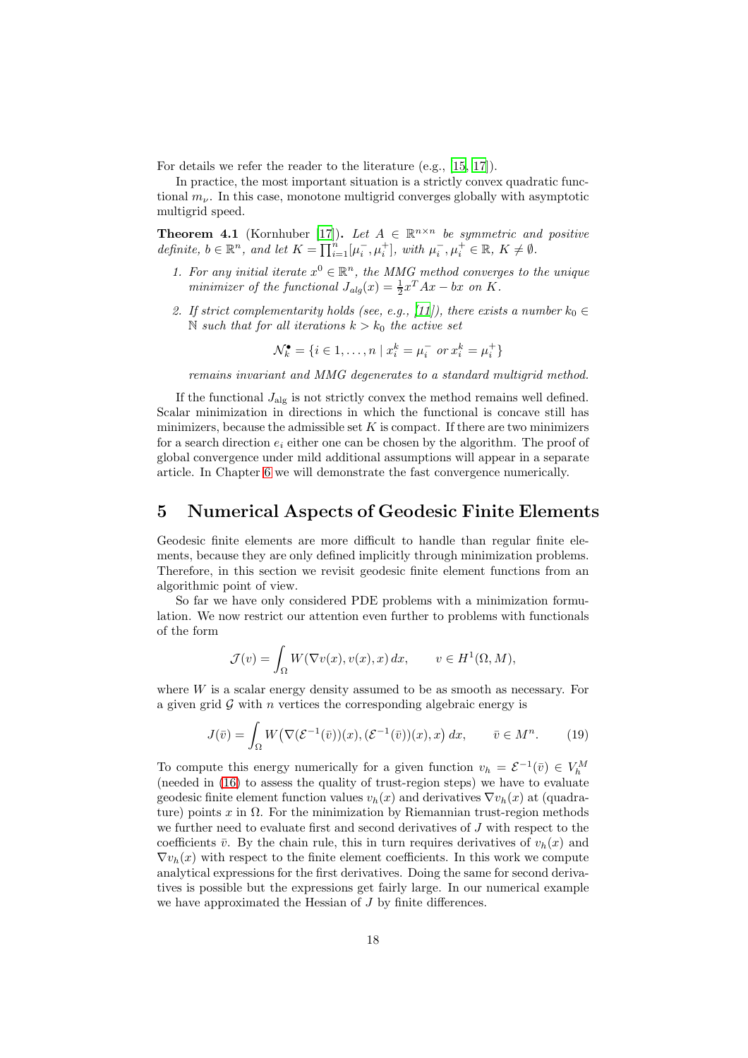For details we refer the reader to the literature (e.g., [15, 17]).

In practice, the most important situation is a strictly convex quadratic functional $m_\nu$. In this case, monotone multigrid converges globally with asymptotic multigrid speed.

**Theorem 4.1** (Kornhuber [17])**.** *Let $A \in \mathbb{R}^{n\times n}$ be symmetric and positive definite, $b \in \mathbb{R}^n$, and let $K = \prod_{i=1}^n [\mu_i^-, \mu_i^+]$, with $\mu_i^-, \mu_i^+ \in \mathbb{R}$, $K \neq \emptyset$.*

1. *For any initial iterate $x^0 \in \mathbb{R}^n$, the MMG method converges to the unique minimizer of the functional $J_{alg}(x) = \frac{1}{2}x^T Ax - bx$ on $K$.*
2. *If strict complementarity holds (see, e.g., [11]), there exists a number $k_0 \in \mathbb{N}$ such that for all iterations $k > k_0$ the active set*

$$\mathcal{N}_k^\bullet = \{i \in 1, \dots, n \mid x_i^k = \mu_i^- \text{ or } x_i^k = \mu_i^+\}$$

*remains invariant and MMG degenerates to a standard multigrid method.*

If the functional $J_{\text{alg}}$ is not strictly convex the method remains well defined. Scalar minimization in directions in which the functional is concave still has minimizers, because the admissible set $K$ is compact. If there are two minimizers for a search direction $e_i$ either one can be chosen by the algorithm. The proof of global convergence under mild additional assumptions will appear in a separate article. In Chapter 6 we will demonstrate the fast convergence numerically.

# 5 Numerical Aspects of Geodesic Finite Elements

Geodesic finite elements are more difficult to handle than regular finite elements, because they are only defined implicitly through minimization problems. Therefore, in this section we revisit geodesic finite element functions from an algorithmic point of view.

So far we have only considered PDE problems with a minimization formulation. We now restrict our attention even further to problems with functionals of the form

$$\mathcal{J}(v) = \int_\Omega W(\nabla v(x), v(x), x)\, dx, \qquad v \in H^1(\Omega, M),$$

where $W$ is a scalar energy density assumed to be as smooth as necessary. For a given grid $\mathcal{G}$ with $n$ vertices the corresponding algebraic energy is

$$J(\bar{v}) = \int_\Omega W\big(\nabla(\mathcal{E}^{-1}(\bar{v}))(x), (\mathcal{E}^{-1}(\bar{v}))(x), x\big)\, dx, \qquad \bar{v} \in M^n. \tag{19}$$

To compute this energy numerically for a given function $v_h = \mathcal{E}^{-1}(\bar{v}) \in V_h^M$ (needed in (16) to assess the quality of trust-region steps) we have to evaluate geodesic finite element function values $v_h(x)$ and derivatives $\nabla v_h(x)$ at (quadrature) points $x$ in $\Omega$. For the minimization by Riemannian trust-region methods we further need to evaluate first and second derivatives of $J$ with respect to the coefficients $\bar{v}$. By the chain rule, this in turn requires derivatives of $v_h(x)$ and $\nabla v_h(x)$ with respect to the finite element coefficients. In this work we compute analytical expressions for the first derivatives. Doing the same for second derivatives is possible but the expressions get fairly large. In our numerical example we have approximated the Hessian of $J$ by finite differences.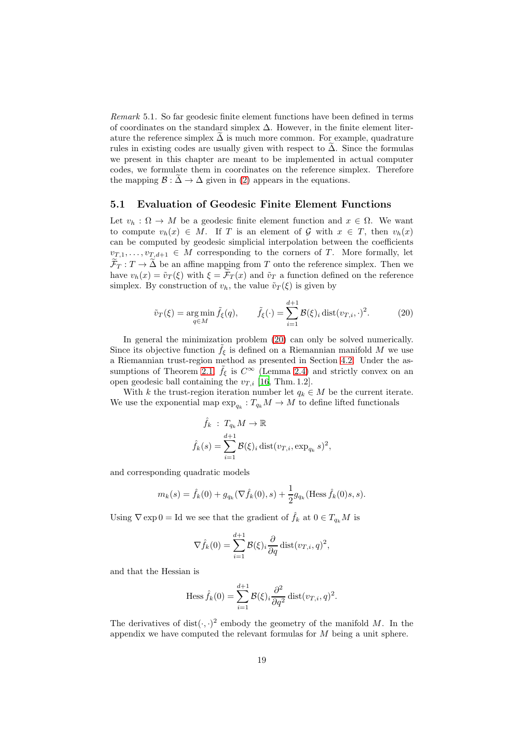*Remark* 5.1. So far geodesic finite element functions have been defined in terms of coordinates on the standard simplex $\Delta$. However, in the finite element literature the reference simplex $\widetilde{\Delta}$ is much more common. For example, quadrature rules in existing codes are usually given with respect to $\widetilde{\Delta}$. Since the formulas we present in this chapter are meant to be implemented in actual computer codes, we formulate them in coordinates on the reference simplex. Therefore the mapping $\mathcal{B} : \widetilde{\Delta} \to \Delta$ given in (2) appears in the equations.

## 5.1 Evaluation of Geodesic Finite Element Functions

Let $v_h : \Omega \to M$ be a geodesic finite element function and $x \in \Omega$. We want to compute $v_h(x) \in M$. If $T$ is an element of $\mathcal{G}$ with $x \in T$, then $v_h(x)$ can be computed by geodesic simplicial interpolation between the coefficients $v_{T,1}, \dots, v_{T,d+1} \in M$ corresponding to the corners of $T$. More formally, let $\widetilde{\mathcal{F}}_T : T \to \widetilde{\Delta}$ be an affine mapping from $T$ onto the reference simplex. Then we have $v_h(x) = \tilde{v}_T(\xi)$ with $\xi = \widetilde{\mathcal{F}}_T(x)$ and $\tilde{v}_T$ a function defined on the reference simplex. By construction of $v_h$, the value $\tilde{v}_T(\xi)$ is given by

$$\tilde{v}_T(\xi) = \operatorname*{arg\,min}_{q \in M} \tilde{f}_\xi(q), \qquad \tilde{f}_\xi(\cdot) = \sum_{i=1}^{d+1} \mathcal{B}(\xi)_i \operatorname{dist}(v_{T,i}, \cdot)^2. \tag{20}$$

In general the minimization problem (20) can only be solved numerically. Since its objective function $\tilde{f}_\xi$ is defined on a Riemannian manifold $M$ we use a Riemannian trust-region method as presented in Section 4.2. Under the assumptions of Theorem 2.1, $\tilde{f}_\xi$ is $C^\infty$ (Lemma 2.4) and strictly convex on an open geodesic ball containing the $v_{T,i}$ [16, Thm. 1.2].

With $k$ the trust-region iteration number let $q_k \in M$ be the current iterate. We use the exponential map $\exp_{q_k} : T_{q_k}M \to M$ to define lifted functionals

$$\hat{f}_k \; : \; T_{q_k}M \to \mathbb{R}$$
$$\hat{f}_k(s) = \sum_{i=1}^{d+1} \mathcal{B}(\xi)_i \operatorname{dist}(v_{T,i}, \exp_{q_k} s)^2,$$

and corresponding quadratic models

$$m_k(s) = \hat{f}_k(0) + g_{q_k}(\nabla \hat{f}_k(0), s) + \frac{1}{2} g_{q_k}(\operatorname{Hess} \hat{f}_k(0) s, s).$$

Using $\nabla \exp 0 = \operatorname{Id}$ we see that the gradient of $\hat{f}_k$ at $0 \in T_{q_k}M$ is

$$\nabla \hat{f}_k(0) = \sum_{i=1}^{d+1} \mathcal{B}(\xi)_i \frac{\partial}{\partial q} \operatorname{dist}(v_{T,i}, q)^2,$$

and that the Hessian is

$$\operatorname{Hess} \hat{f}_k(0) = \sum_{i=1}^{d+1} \mathcal{B}(\xi)_i \frac{\partial^2}{\partial q^2} \operatorname{dist}(v_{T,i}, q)^2.$$

The derivatives of $\operatorname{dist}(\cdot,\cdot)^2$ embody the geometry of the manifold $M$. In the appendix we have computed the relevant formulas for $M$ being a unit sphere.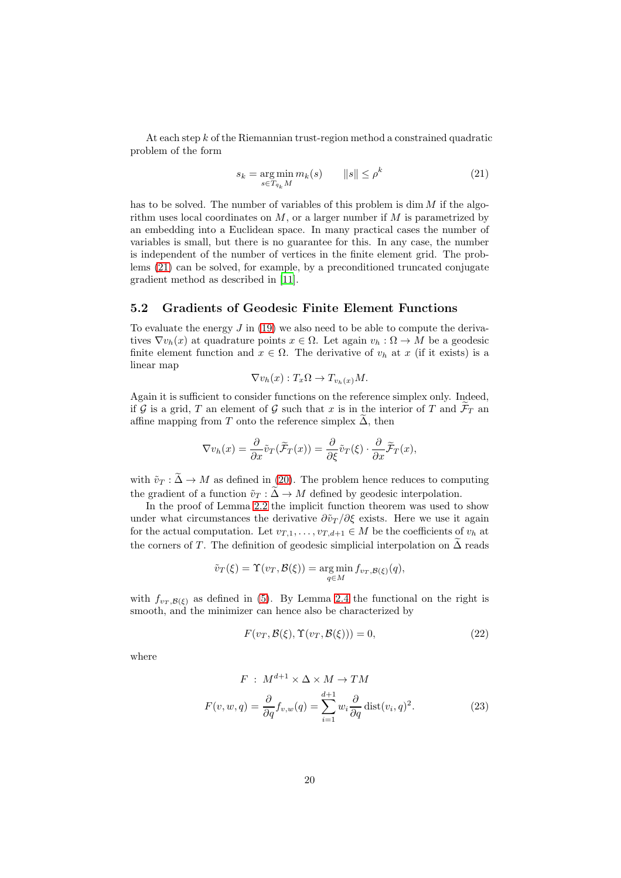At each step $k$ of the Riemannian trust-region method a constrained quadratic problem of the form

$$s_k = \operatorname*{arg\,min}_{s \in T_{q_k} M} m_k(s) \qquad \|s\| \leq \rho^k \tag{21}$$

has to be solved. The number of variables of this problem is $\dim M$ if the algorithm uses local coordinates on $M$, or a larger number if $M$ is parametrized by an embedding into a Euclidean space. In many practical cases the number of variables is small, but there is no guarantee for this. In any case, the number is independent of the number of vertices in the finite element grid. The problems (21) can be solved, for example, by a preconditioned truncated conjugate gradient method as described in [11].

### 5.2 Gradients of Geodesic Finite Element Functions

To evaluate the energy $J$ in (19) we also need to be able to compute the derivatives $\nabla v_h(x)$ at quadrature points $x \in \Omega$. Let again $v_h : \Omega \to M$ be a geodesic finite element function and $x \in \Omega$. The derivative of $v_h$ at $x$ (if it exists) is a linear map

$$\nabla v_h(x) : T_x\Omega \to T_{v_h(x)}M.$$

Again it is sufficient to consider functions on the reference simplex only. Indeed, if $\mathcal{G}$ is a grid, $T$ an element of $\mathcal{G}$ such that $x$ is in the interior of $T$ and $\widetilde{\mathcal{F}}_T$ an affine mapping from $T$ onto the reference simplex $\widetilde{\Delta}$, then

$$\nabla v_h(x) = \frac{\partial}{\partial x} \tilde{v}_T(\widetilde{\mathcal{F}}_T(x)) = \frac{\partial}{\partial \xi} \tilde{v}_T(\xi) \cdot \frac{\partial}{\partial x} \widetilde{\mathcal{F}}_T(x),$$

with $\tilde{v}_T : \widetilde{\Delta} \to M$ as defined in (20). The problem hence reduces to computing the gradient of a function $\tilde{v}_T : \widetilde{\Delta} \to M$ defined by geodesic interpolation.

In the proof of Lemma 2.2 the implicit function theorem was used to show under what circumstances the derivative $\partial \tilde{v}_T / \partial \xi$ exists. Here we use it again for the actual computation. Let $v_{T,1}, \dots, v_{T,d+1} \in M$ be the coefficients of $v_h$ at the corners of $T$. The definition of geodesic simplicial interpolation on $\widetilde{\Delta}$ reads

$$\tilde{v}_T(\xi) = \Upsilon(v_T, \mathcal{B}(\xi)) = \operatorname*{arg\,min}_{q \in M} f_{v_T, \mathcal{B}(\xi)}(q),$$

with $f_{v_T, \mathcal{B}(\xi)}$ as defined in (5). By Lemma 2.4 the functional on the right is smooth, and the minimizer can hence also be characterized by

$$F(v_T, \mathcal{B}(\xi), \Upsilon(v_T, \mathcal{B}(\xi))) = 0, \tag{22}$$

where

$$\begin{aligned} F &: M^{d+1} \times \Delta \times M \to TM \\ F(v, w, q) &= \frac{\partial}{\partial q} f_{v,w}(q) = \sum_{i=1}^{d+1} w_i \frac{\partial}{\partial q} \operatorname{dist}(v_i, q)^2. \end{aligned} \tag{23}$$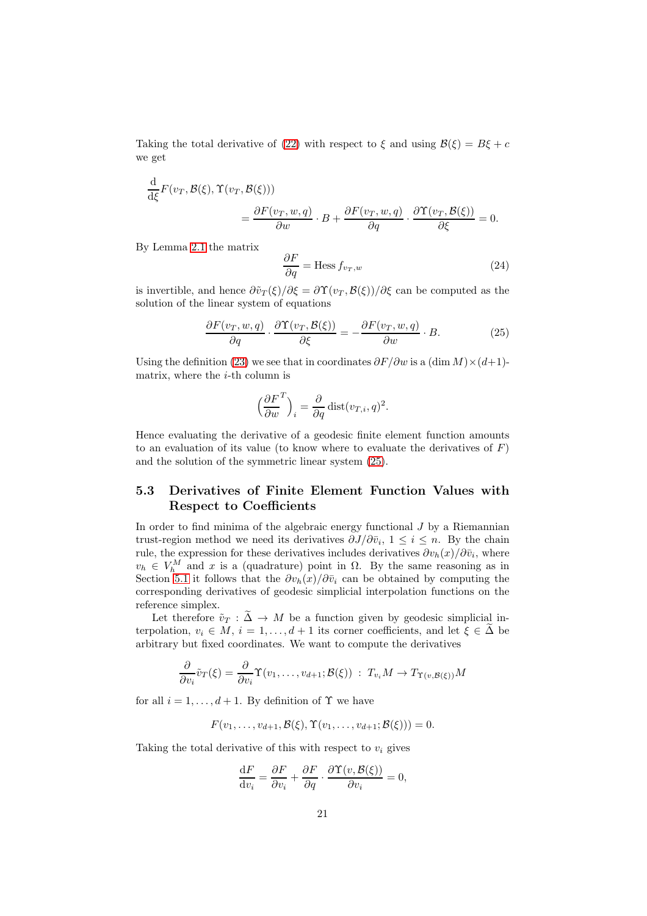Taking the total derivative of (22) with respect to $\xi$ and using $\mathcal{B}(\xi) = B\xi + c$ we get

$$\frac{\mathrm{d}}{\mathrm{d}\xi} F(v_T, \mathcal{B}(\xi), \Upsilon(v_T, \mathcal{B}(\xi))) = \frac{\partial F(v_T, w, q)}{\partial w} \cdot B + \frac{\partial F(v_T, w, q)}{\partial q} \cdot \frac{\partial \Upsilon(v_T, \mathcal{B}(\xi))}{\partial \xi} = 0.$$

By Lemma 2.1 the matrix

$$\frac{\partial F}{\partial q} = \operatorname{Hess} f_{v_T, w} \tag{24}$$

is invertible, and hence $\partial \tilde{v}_T(\xi)/\partial \xi = \partial \Upsilon(v_T, \mathcal{B}(\xi))/\partial \xi$ can be computed as the solution of the linear system of equations

$$\frac{\partial F(v_T, w, q)}{\partial q} \cdot \frac{\partial \Upsilon(v_T, \mathcal{B}(\xi))}{\partial \xi} = -\frac{\partial F(v_T, w, q)}{\partial w} \cdot B. \tag{25}$$

Using the definition (23) we see that in coordinates $\partial F/\partial w$ is a $(\dim M) \times (d+1)$-matrix, where the $i$-th column is

$$\Big(\frac{\partial F}{\partial w}^T\Big)_i = \frac{\partial}{\partial q} \operatorname{dist}(v_{T,i}, q)^2.$$

Hence evaluating the derivative of a geodesic finite element function amounts to an evaluation of its value (to know where to evaluate the derivatives of $F$) and the solution of the symmetric linear system (25).

### 5.3 Derivatives of Finite Element Function Values with Respect to Coefficients

In order to find minima of the algebraic energy functional $J$ by a Riemannian trust-region method we need its derivatives $\partial J/\partial \bar{v}_i$, $1 \le i \le n$. By the chain rule, the expression for these derivatives includes derivatives $\partial v_h(x)/\partial \bar{v}_i$, where $v_h \in V_h^M$ and $x$ is a (quadrature) point in $\Omega$. By the same reasoning as in Section 5.1 it follows that the $\partial v_h(x)/\partial \bar{v}_i$ can be obtained by computing the corresponding derivatives of geodesic simplicial interpolation functions on the reference simplex.

Let therefore $\tilde{v}_T : \widetilde{\Delta} \to M$ be a function given by geodesic simplicial interpolation, $v_i \in M$, $i = 1, \dots, d+1$ its corner coefficients, and let $\xi \in \widetilde{\Delta}$ be arbitrary but fixed coordinates. We want to compute the derivatives

$$\frac{\partial}{\partial v_i} \tilde{v}_T(\xi) = \frac{\partial}{\partial v_i} \Upsilon(v_1, \dots, v_{d+1}; \mathcal{B}(\xi)) \; : \; T_{v_i} M \to T_{\Upsilon(v, \mathcal{B}(\xi))} M$$

for all $i = 1, \dots, d+1$. By definition of $\Upsilon$ we have

$$F(v_1, \dots, v_{d+1}, \mathcal{B}(\xi), \Upsilon(v_1, \dots, v_{d+1}; \mathcal{B}(\xi))) = 0.$$

Taking the total derivative of this with respect to $v_i$ gives

$$\frac{\mathrm{d}F}{\mathrm{d}v_i} = \frac{\partial F}{\partial v_i} + \frac{\partial F}{\partial q} \cdot \frac{\partial \Upsilon(v, \mathcal{B}(\xi))}{\partial v_i} = 0,$$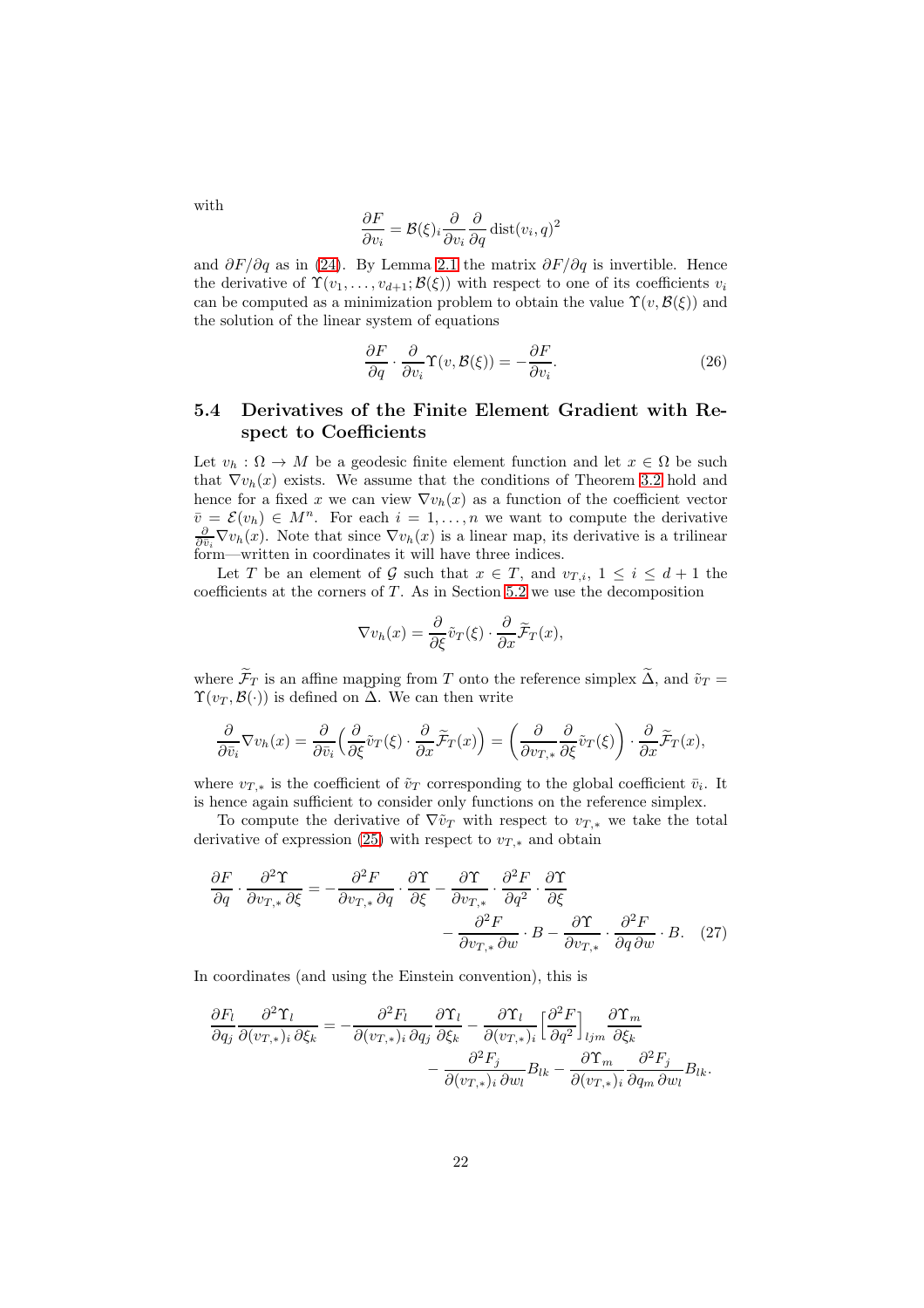with

$$\frac{\partial F}{\partial v_i} = \mathcal{B}(\xi)_i \frac{\partial}{\partial v_i} \frac{\partial}{\partial q} \operatorname{dist}(v_i, q)^2$$

and $\partial F / \partial q$ as in (24). By Lemma 2.1 the matrix $\partial F / \partial q$ is invertible. Hence the derivative of $\Upsilon(v_1, \dots, v_{d+1}; \mathcal{B}(\xi))$ with respect to one of its coefficients $v_i$ can be computed as a minimization problem to obtain the value $\Upsilon(v, \mathcal{B}(\xi))$ and the solution of the linear system of equations

$$\frac{\partial F}{\partial q} \cdot \frac{\partial}{\partial v_i} \Upsilon(v, \mathcal{B}(\xi)) = -\frac{\partial F}{\partial v_i}. \tag{26}$$

## 5.4 Derivatives of the Finite Element Gradient with Respect to Coefficients

Let $v_h : \Omega \to M$ be a geodesic finite element function and let $x \in \Omega$ be such that $\nabla v_h(x)$ exists. We assume that the conditions of Theorem 3.2 hold and hence for a fixed $x$ we can view $\nabla v_h(x)$ as a function of the coefficient vector $\bar{v} = \mathcal{E}(v_h) \in M^n$. For each $i = 1, \dots, n$ we want to compute the derivative $\frac{\partial}{\partial \bar{v}_i} \nabla v_h(x)$. Note that since $\nabla v_h(x)$ is a linear map, its derivative is a trilinear form—written in coordinates it will have three indices.

Let $T$ be an element of $\mathcal{G}$ such that $x \in T$, and $v_{T,i}$, $1 \le i \le d+1$ the coefficients at the corners of $T$. As in Section 5.2 we use the decomposition

$$\nabla v_h(x) = \frac{\partial}{\partial \xi} \tilde{v}_T(\xi) \cdot \frac{\partial}{\partial x} \widetilde{\mathcal{F}}_T(x),$$

where $\widetilde{\mathcal{F}}_T$ is an affine mapping from $T$ onto the reference simplex $\widetilde{\Delta}$, and $\tilde{v}_T = \Upsilon(v_T, \mathcal{B}(\cdot))$ is defined on $\widetilde{\Delta}$. We can then write

$$\frac{\partial}{\partial \bar{v}_i} \nabla v_h(x) = \frac{\partial}{\partial \bar{v}_i} \Big( \frac{\partial}{\partial \xi} \tilde{v}_T(\xi) \cdot \frac{\partial}{\partial x} \widetilde{\mathcal{F}}_T(x) \Big) = \Big( \frac{\partial}{\partial v_{T,*}} \frac{\partial}{\partial \xi} \tilde{v}_T(\xi) \Big) \cdot \frac{\partial}{\partial x} \widetilde{\mathcal{F}}_T(x),$$

where $v_{T,*}$ is the coefficient of $\tilde{v}_T$ corresponding to the global coefficient $\bar{v}_i$. It is hence again sufficient to consider only functions on the reference simplex.

To compute the derivative of $\nabla \tilde{v}_T$ with respect to $v_{T,*}$ we take the total derivative of expression (25) with respect to $v_{T,*}$ and obtain

$$\frac{\partial F}{\partial q} \cdot \frac{\partial^2 \Upsilon}{\partial v_{T,*} \partial \xi} = -\frac{\partial^2 F}{\partial v_{T,*} \partial q} \cdot \frac{\partial \Upsilon}{\partial \xi} - \frac{\partial \Upsilon}{\partial v_{T,*}} \cdot \frac{\partial^2 F}{\partial q^2} \cdot \frac{\partial \Upsilon}{\partial \xi} - \frac{\partial^2 F}{\partial v_{T,*} \partial w} \cdot B - \frac{\partial \Upsilon}{\partial v_{T,*}} \cdot \frac{\partial^2 F}{\partial q \, \partial w} \cdot B. \tag{27}$$

In coordinates (and using the Einstein convention), this is

$$\frac{\partial F_l}{\partial q_j} \frac{\partial^2 \Upsilon_l}{\partial (v_{T,*})_i \, \partial \xi_k} = -\frac{\partial^2 F_l}{\partial (v_{T,*})_i \, \partial q_j} \frac{\partial \Upsilon_l}{\partial \xi_k} - \frac{\partial \Upsilon_l}{\partial (v_{T,*})_i} \Big[ \frac{\partial^2 F}{\partial q^2} \Big]_{ljm} \frac{\partial \Upsilon_m}{\partial \xi_k} - \frac{\partial^2 F_j}{\partial (v_{T,*})_i \, \partial w_l} B_{lk} - \frac{\partial \Upsilon_m}{\partial (v_{T,*})_i} \frac{\partial^2 F_j}{\partial q_m \, \partial w_l} B_{lk}.$$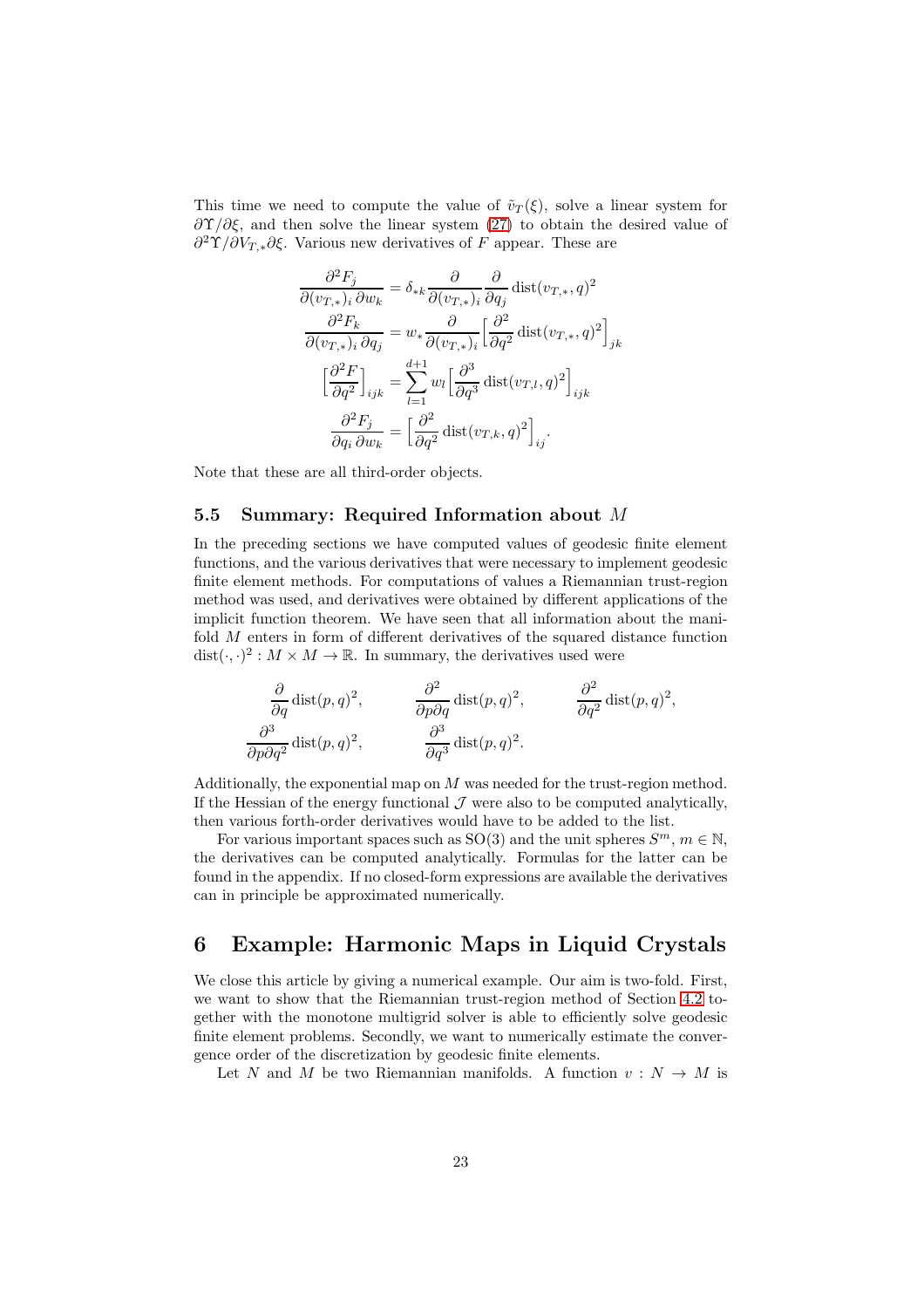This time we need to compute the value of $\tilde{v}_T(\xi)$, solve a linear system for $\partial\Upsilon/\partial\xi$, and then solve the linear system (27) to obtain the desired value of $\partial^2\Upsilon/\partial V_{T,*}\partial\xi$. Various new derivatives of $F$ appear. These are

$$
\begin{aligned}
\frac{\partial^2 F_j}{\partial (v_{T,*})_i\,\partial w_k} &= \delta_{*k}\frac{\partial}{\partial (v_{T,*})_i}\frac{\partial}{\partial q_j}\operatorname{dist}(v_{T,*},q)^2\\
\frac{\partial^2 F_k}{\partial (v_{T,*})_i\,\partial q_j} &= w_*\frac{\partial}{\partial (v_{T,*})_i}\Big[\frac{\partial^2}{\partial q^2}\operatorname{dist}(v_{T,*},q)^2\Big]_{jk}\\
\Big[\frac{\partial^2 F}{\partial q^2}\Big]_{ijk} &= \sum_{l=1}^{d+1} w_l\Big[\frac{\partial^3}{\partial q^3}\operatorname{dist}(v_{T,l},q)^2\Big]_{ijk}\\
\frac{\partial^2 F_j}{\partial q_i\,\partial w_k} &= \Big[\frac{\partial^2}{\partial q^2}\operatorname{dist}(v_{T,k},q)^2\Big]_{ij}.
\end{aligned}
$$

Note that these are all third-order objects.

### 5.5 Summary: Required Information about $M$

In the preceding sections we have computed values of geodesic finite element functions, and the various derivatives that were necessary to implement geodesic finite element methods. For computations of values a Riemannian trust-region method was used, and derivatives were obtained by different applications of the implicit function theorem. We have seen that all information about the manifold $M$ enters in form of different derivatives of the squared distance function $\operatorname{dist}(\cdot,\cdot)^2 : M \times M \to \mathbb{R}$. In summary, the derivatives used were

$$
\frac{\partial}{\partial q}\operatorname{dist}(p,q)^2, \qquad \frac{\partial^2}{\partial p\partial q}\operatorname{dist}(p,q)^2, \qquad \frac{\partial^2}{\partial q^2}\operatorname{dist}(p,q)^2,
$$
$$
\frac{\partial^3}{\partial p\partial q^2}\operatorname{dist}(p,q)^2, \qquad \frac{\partial^3}{\partial q^3}\operatorname{dist}(p,q)^2.
$$

Additionally, the exponential map on $M$ was needed for the trust-region method. If the Hessian of the energy functional $\mathcal{J}$ were also to be computed analytically, then various forth-order derivatives would have to be added to the list.

For various important spaces such as $\mathrm{SO}(3)$ and the unit spheres $S^m$, $m \in \mathbb{N}$, the derivatives can be computed analytically. Formulas for the latter can be found in the appendix. If no closed-form expressions are available the derivatives can in principle be approximated numerically.

## 6 Example: Harmonic Maps in Liquid Crystals

We close this article by giving a numerical example. Our aim is two-fold. First, we want to show that the Riemannian trust-region method of Section 4.2 together with the monotone multigrid solver is able to efficiently solve geodesic finite element problems. Secondly, we want to numerically estimate the convergence order of the discretization by geodesic finite elements.

Let $N$ and $M$ be two Riemannian manifolds. A function $v : N \to M$ is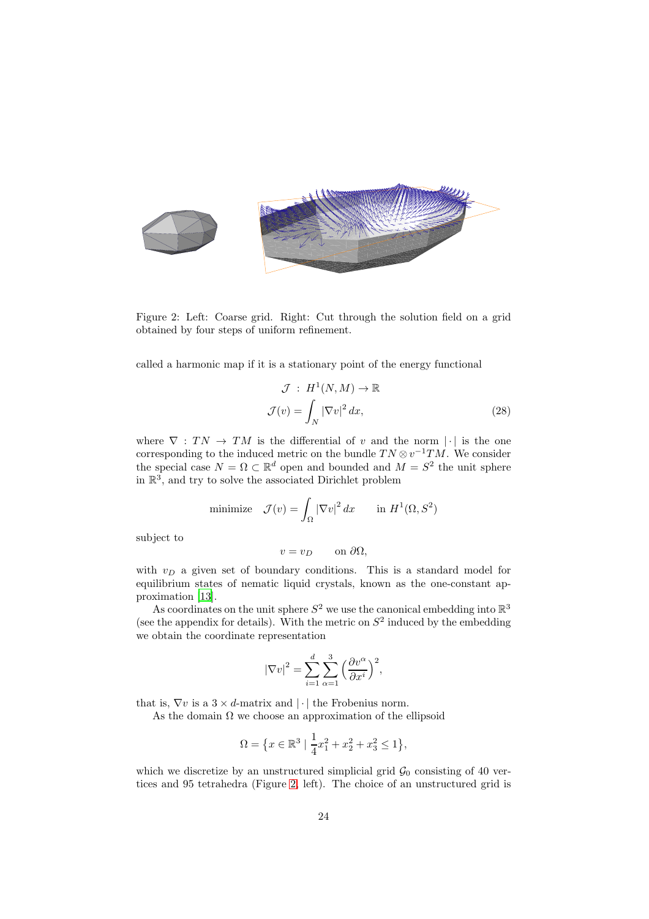Figure 2: Left: Coarse grid. Right: Cut through the solution field on a grid obtained by four steps of uniform refinement.

called a harmonic map if it is a stationary point of the energy functional

$$
\begin{aligned}
\mathcal{J} \;:\; H^1(N, M) \to \mathbb{R} \\
\mathcal{J}(v) = \int_N |\nabla v|^2 \, dx,
\end{aligned}
\tag{28}
$$

where $\nabla : TN \to TM$ is the differential of $v$ and the norm $|\cdot|$ is the one corresponding to the induced metric on the bundle $TN \otimes v^{-1}TM$. We consider the special case $N = \Omega \subset \mathbb{R}^d$ open and bounded and $M = S^2$ the unit sphere in $\mathbb{R}^3$, and try to solve the associated Dirichlet problem

$$
\text{minimize} \quad \mathcal{J}(v) = \int_\Omega |\nabla v|^2 \, dx \qquad \text{in } H^1(\Omega, S^2)
$$

subject to

$$
v = v_D \qquad \text{on } \partial\Omega,
$$

with $v_D$ a given set of boundary conditions. This is a standard model for equilibrium states of nematic liquid crystals, known as the one-constant approximation [13].

As coordinates on the unit sphere $S^2$ we use the canonical embedding into $\mathbb{R}^3$ (see the appendix for details). With the metric on $S^2$ induced by the embedding we obtain the coordinate representation

$$
|\nabla v|^2 = \sum_{i=1}^{d} \sum_{\alpha=1}^{3} \Big( \frac{\partial v^\alpha}{\partial x^i} \Big)^2,
$$

that is, $\nabla v$ is a $3 \times d$-matrix and $|\cdot|$ the Frobenius norm.

As the domain $\Omega$ we choose an approximation of the ellipsoid

$$
\Omega = \big\{ x \in \mathbb{R}^3 \mid \frac{1}{4} x_1^2 + x_2^2 + x_3^2 \leq 1 \big\},
$$

which we discretize by an unstructured simplicial grid $\mathcal{G}_0$ consisting of 40 vertices and 95 tetrahedra (Figure 2, left). The choice of an unstructured grid is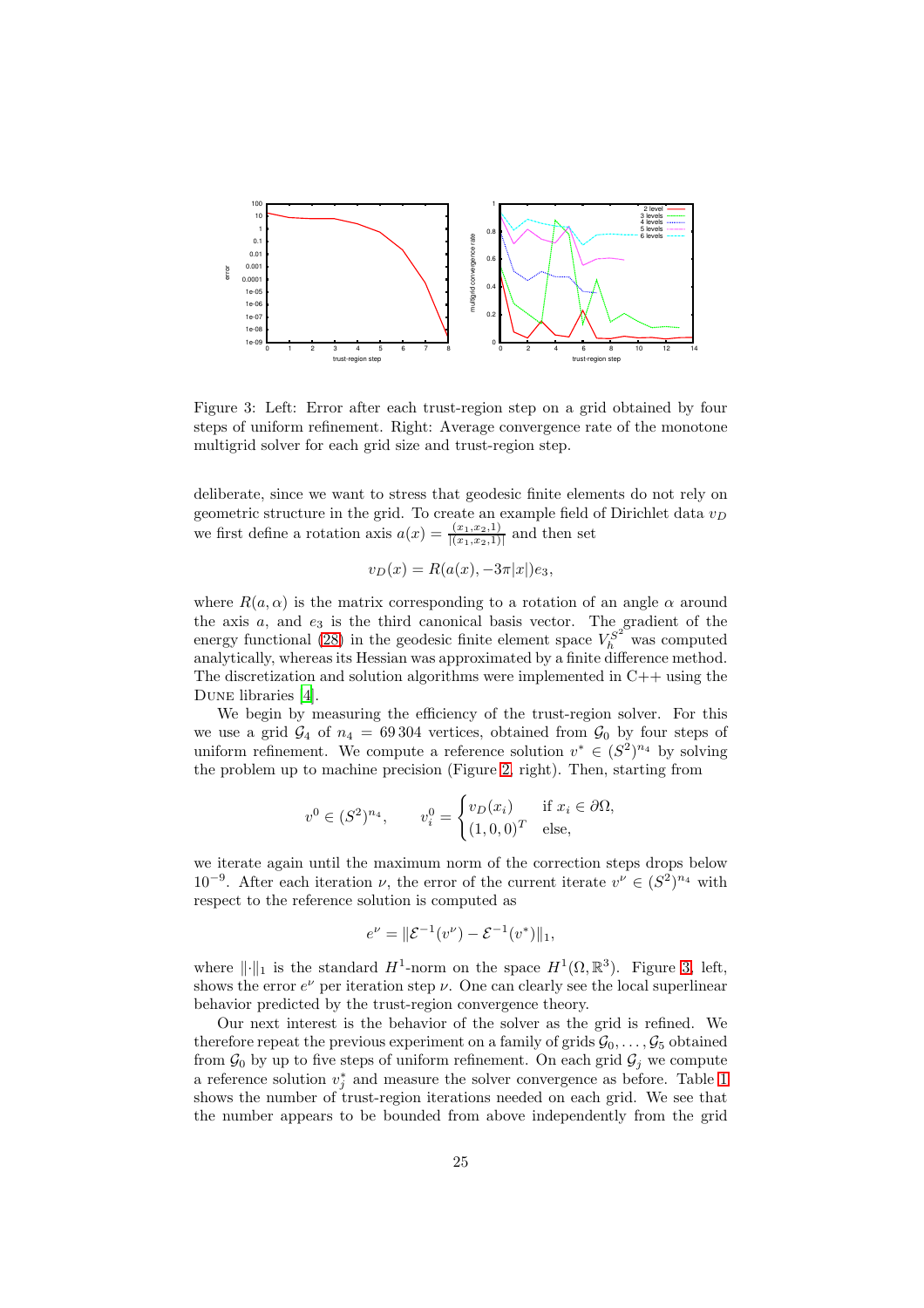Figure 3: Left: Error after each trust-region step on a grid obtained by four steps of uniform refinement. Right: Average convergence rate of the monotone multigrid solver for each grid size and trust-region step.

deliberate, since we want to stress that geodesic finite elements do not rely on geometric structure in the grid. To create an example field of Dirichlet data $v_D$ we first define a rotation axis $a(x) = \frac{(x_1,x_2,1)}{|(x_1,x_2,1)|}$ and then set

$$v_D(x) = R(a(x), -3\pi|x|)e_3,$$

where $R(a, \alpha)$ is the matrix corresponding to a rotation of an angle $\alpha$ around the axis $a$, and $e_3$ is the third canonical basis vector. The gradient of the energy functional (28) in the geodesic finite element space $V_h^{S^2}$ was computed analytically, whereas its Hessian was approximated by a finite difference method. The discretization and solution algorithms were implemented in C++ using the Dune libraries [4].

We begin by measuring the efficiency of the trust-region solver. For this we use a grid $\mathcal{G}_4$ of $n_4 = 69\,304$ vertices, obtained from $\mathcal{G}_0$ by four steps of uniform refinement. We compute a reference solution $v^* \in (S^2)^{n_4}$ by solving the problem up to machine precision (Figure 2, right). Then, starting from

$$v^0 \in (S^2)^{n_4}, \qquad v_i^0 = \begin{cases} v_D(x_i) & \text{if } x_i \in \partial\Omega, \\ (1,0,0)^T & \text{else,} \end{cases}$$

we iterate again until the maximum norm of the correction steps drops below $10^{-9}$. After each iteration $\nu$, the error of the current iterate $v^\nu \in (S^2)^{n_4}$ with respect to the reference solution is computed as

$$e^\nu = \|\mathcal{E}^{-1}(v^\nu) - \mathcal{E}^{-1}(v^*)\|_1,$$

where $\|\cdot\|_1$ is the standard $H^1$-norm on the space $H^1(\Omega, \mathbb{R}^3)$. Figure 3, left, shows the error $e^\nu$ per iteration step $\nu$. One can clearly see the local superlinear behavior predicted by the trust-region convergence theory.

Our next interest is the behavior of the solver as the grid is refined. We therefore repeat the previous experiment on a family of grids $\mathcal{G}_0, \ldots, \mathcal{G}_5$ obtained from $\mathcal{G}_0$ by up to five steps of uniform refinement. On each grid $\mathcal{G}_j$ we compute a reference solution $v_j^*$ and measure the solver convergence as before. Table 1 shows the number of trust-region iterations needed on each grid. We see that the number appears to be bounded from above independently from the grid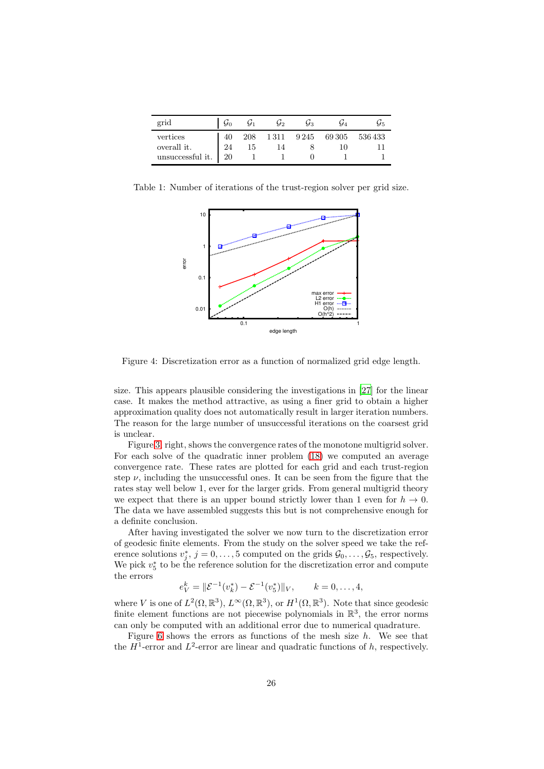| grid | $\mathcal{G}_0$ | $\mathcal{G}_1$ | $\mathcal{G}_2$ | $\mathcal{G}_3$ | $\mathcal{G}_4$ | $\mathcal{G}_5$ |
|---|---|---|---|---|---|---|
| vertices | 40 | 208 | 1 311 | 9 245 | 69 305 | 536 433 |
| overall it. | 24 | 15 | 14 | 8 | 10 | 11 |
| unsuccessful it. | 20 | 1 | 1 | 0 | 1 | 1 |

Table 1: Number of iterations of the trust-region solver per grid size.

Figure 4: Discretization error as a function of normalized grid edge length.

size. This appears plausible considering the investigations in [27] for the linear case. It makes the method attractive, as using a finer grid to obtain a higher approximation quality does not automatically result in larger iteration numbers. The reason for the large number of unsuccessful iterations on the coarsest grid is unclear.

Figure 3, right, shows the convergence rates of the monotone multigrid solver. For each solve of the quadratic inner problem (18) we computed an average convergence rate. These rates are plotted for each grid and each trust-region step $\nu$, including the unsuccessful ones. It can be seen from the figure that the rates stay well below 1, ever for the larger grids. From general multigrid theory we expect that there is an upper bound strictly lower than 1 even for $h \to 0$. The data we have assembled suggests this but is not comprehensive enough for a definite conclusion.

After having investigated the solver we now turn to the discretization error of geodesic finite elements. From the study on the solver speed we take the reference solutions $v_j^*$, $j = 0, \dots, 5$ computed on the grids $\mathcal{G}_0, \dots, \mathcal{G}_5$, respectively. We pick $v_5^*$ to be the reference solution for the discretization error and compute the errors

$$e_V^k = \|\mathcal{E}^{-1}(v_k^*) - \mathcal{E}^{-1}(v_5^*)\|_V, \qquad k = 0, \dots, 4,$$

where $V$ is one of $L^2(\Omega, \mathbb{R}^3)$, $L^\infty(\Omega, \mathbb{R}^3)$, or $H^1(\Omega, \mathbb{R}^3)$. Note that since geodesic finite element functions are not piecewise polynomials in $\mathbb{R}^3$, the error norms can only be computed with an additional error due to numerical quadrature.

Figure 6 shows the errors as functions of the mesh size $h$. We see that the $H^1$-error and $L^2$-error are linear and quadratic functions of $h$, respectively.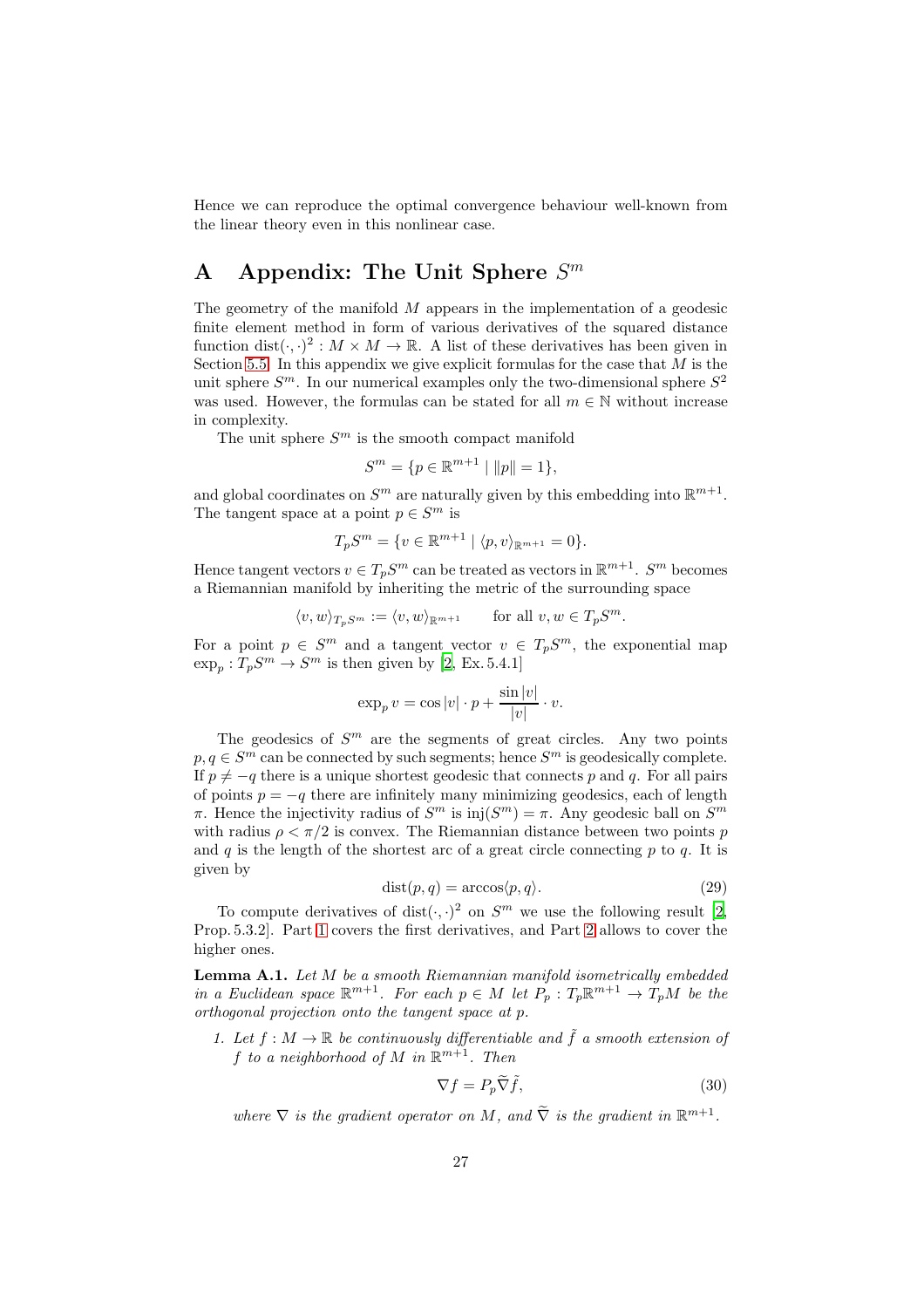Hence we can reproduce the optimal convergence behaviour well-known from the linear theory even in this nonlinear case.

# A Appendix: The Unit Sphere $S^m$

The geometry of the manifold $M$ appears in the implementation of a geodesic finite element method in form of various derivatives of the squared distance function $\operatorname{dist}(\cdot,\cdot)^2 : M \times M \to \mathbb{R}$. A list of these derivatives has been given in Section 5.5. In this appendix we give explicit formulas for the case that $M$ is the unit sphere $S^m$. In our numerical examples only the two-dimensional sphere $S^2$ was used. However, the formulas can be stated for all $m \in \mathbb{N}$ without increase in complexity.

The unit sphere $S^m$ is the smooth compact manifold

$$S^m = \{p \in \mathbb{R}^{m+1} \mid \|p\| = 1\},$$

and global coordinates on $S^m$ are naturally given by this embedding into $\mathbb{R}^{m+1}$. The tangent space at a point $p \in S^m$ is

$$T_pS^m = \{v \in \mathbb{R}^{m+1} \mid \langle p, v\rangle_{\mathbb{R}^{m+1}} = 0\}.$$

Hence tangent vectors $v \in T_pS^m$ can be treated as vectors in $\mathbb{R}^{m+1}$. $S^m$ becomes a Riemannian manifold by inheriting the metric of the surrounding space

$$\langle v, w\rangle_{T_pS^m} := \langle v, w\rangle_{\mathbb{R}^{m+1}} \qquad \text{for all } v, w \in T_pS^m.$$

For a point $p \in S^m$ and a tangent vector $v \in T_pS^m$, the exponential map $\exp_p : T_pS^m \to S^m$ is then given by [2, Ex. 5.4.1]

$$\exp_p v = \cos|v| \cdot p + \frac{\sin|v|}{|v|} \cdot v.$$

The geodesics of $S^m$ are the segments of great circles. Any two points $p, q \in S^m$ can be connected by such segments; hence $S^m$ is geodesically complete. If $p \neq -q$ there is a unique shortest geodesic that connects $p$ and $q$. For all pairs of points $p = -q$ there are infinitely many minimizing geodesics, each of length $\pi$. Hence the injectivity radius of $S^m$ is $\operatorname{inj}(S^m) = \pi$. Any geodesic ball on $S^m$ with radius $\rho < \pi/2$ is convex. The Riemannian distance between two points $p$ and $q$ is the length of the shortest arc of a great circle connecting $p$ to $q$. It is given by

$$\operatorname{dist}(p, q) = \arccos\langle p, q\rangle. \tag{29}$$

To compute derivatives of $\operatorname{dist}(\cdot,\cdot)^2$ on $S^m$ we use the following result [2, Prop. 5.3.2]. Part 1 covers the first derivatives, and Part 2 allows to cover the higher ones.

**Lemma A.1.** *Let $M$ be a smooth Riemannian manifold isometrically embedded in a Euclidean space $\mathbb{R}^{m+1}$. For each $p \in M$ let $P_p : T_p\mathbb{R}^{m+1} \to T_pM$ be the orthogonal projection onto the tangent space at $p$.*

1. *Let $f : M \to \mathbb{R}$ be continuously differentiable and $\tilde{f}$ a smooth extension of $f$ to a neighborhood of $M$ in $\mathbb{R}^{m+1}$. Then*

$$\nabla f = P_p \widetilde{\nabla} \tilde{f}, \tag{30}$$

*where $\nabla$ is the gradient operator on $M$, and $\widetilde{\nabla}$ is the gradient in $\mathbb{R}^{m+1}$.*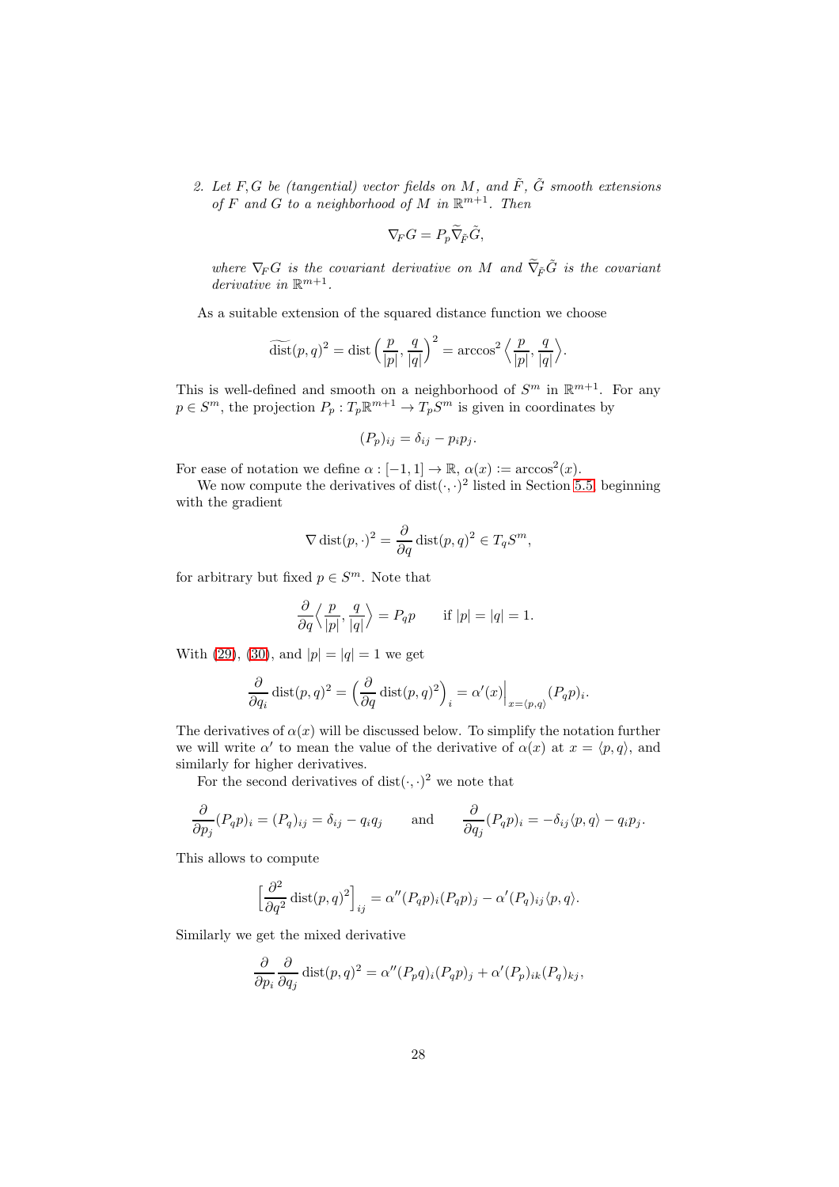2. *Let $F, G$ be (tangential) vector fields on $M$, and $\tilde{F}$, $\tilde{G}$ smooth extensions of $F$ and $G$ to a neighborhood of $M$ in $\mathbb{R}^{m+1}$. Then*

$$\nabla_F G = P_p \widetilde{\nabla}_{\tilde{F}} \tilde{G},$$

*where $\nabla_F G$ is the covariant derivative on $M$ and $\widetilde{\nabla}_{\tilde{F}} \tilde{G}$ is the covariant derivative in $\mathbb{R}^{m+1}$.*

As a suitable extension of the squared distance function we choose

$$\widetilde{\operatorname{dist}}(p,q)^2 = \operatorname{dist}\Big(\frac{p}{|p|}, \frac{q}{|q|}\Big)^2 = \arccos^2 \Big\langle \frac{p}{|p|}, \frac{q}{|q|} \Big\rangle.$$

This is well-defined and smooth on a neighborhood of $S^m$ in $\mathbb{R}^{m+1}$. For any $p \in S^m$, the projection $P_p : T_p\mathbb{R}^{m+1} \to T_p S^m$ is given in coordinates by

$$(P_p)_{ij} = \delta_{ij} - p_i p_j.$$

For ease of notation we define $\alpha : [-1,1] \to \mathbb{R}$, $\alpha(x) := \arccos^2(x)$.

We now compute the derivatives of $\operatorname{dist}(\cdot,\cdot)^2$ listed in Section 5.5, beginning with the gradient

$$\nabla \operatorname{dist}(p,\cdot)^2 = \frac{\partial}{\partial q} \operatorname{dist}(p,q)^2 \in T_q S^m,$$

for arbitrary but fixed $p \in S^m$. Note that

$$\frac{\partial}{\partial q} \Big\langle \frac{p}{|p|}, \frac{q}{|q|} \Big\rangle = P_q p \qquad \text{if } |p| = |q| = 1.$$

With (29), (30), and $|p| = |q| = 1$ we get

$$\frac{\partial}{\partial q_i} \operatorname{dist}(p,q)^2 = \Big(\frac{\partial}{\partial q} \operatorname{dist}(p,q)^2\Big)_i = \alpha'(x)\Big|_{x=\langle p,q\rangle} (P_q p)_i.$$

The derivatives of $\alpha(x)$ will be discussed below. To simplify the notation further we will write $\alpha'$ to mean the value of the derivative of $\alpha(x)$ at $x = \langle p, q\rangle$, and similarly for higher derivatives.

For the second derivatives of $\operatorname{dist}(\cdot,\cdot)^2$ we note that

$$\frac{\partial}{\partial p_j}(P_q p)_i = (P_q)_{ij} = \delta_{ij} - q_i q_j \qquad \text{and} \qquad \frac{\partial}{\partial q_j}(P_q p)_i = -\delta_{ij}\langle p, q\rangle - q_i p_j.$$

This allows to compute

$$\Big[\frac{\partial^2}{\partial q^2} \operatorname{dist}(p,q)^2\Big]_{ij} = \alpha''(P_q p)_i (P_q p)_j - \alpha'(P_q)_{ij}\langle p, q\rangle.$$

Similarly we get the mixed derivative

$$\frac{\partial}{\partial p_i}\frac{\partial}{\partial q_j} \operatorname{dist}(p,q)^2 = \alpha''(P_p q)_i (P_q p)_j + \alpha'(P_p)_{ik}(P_q)_{kj},$$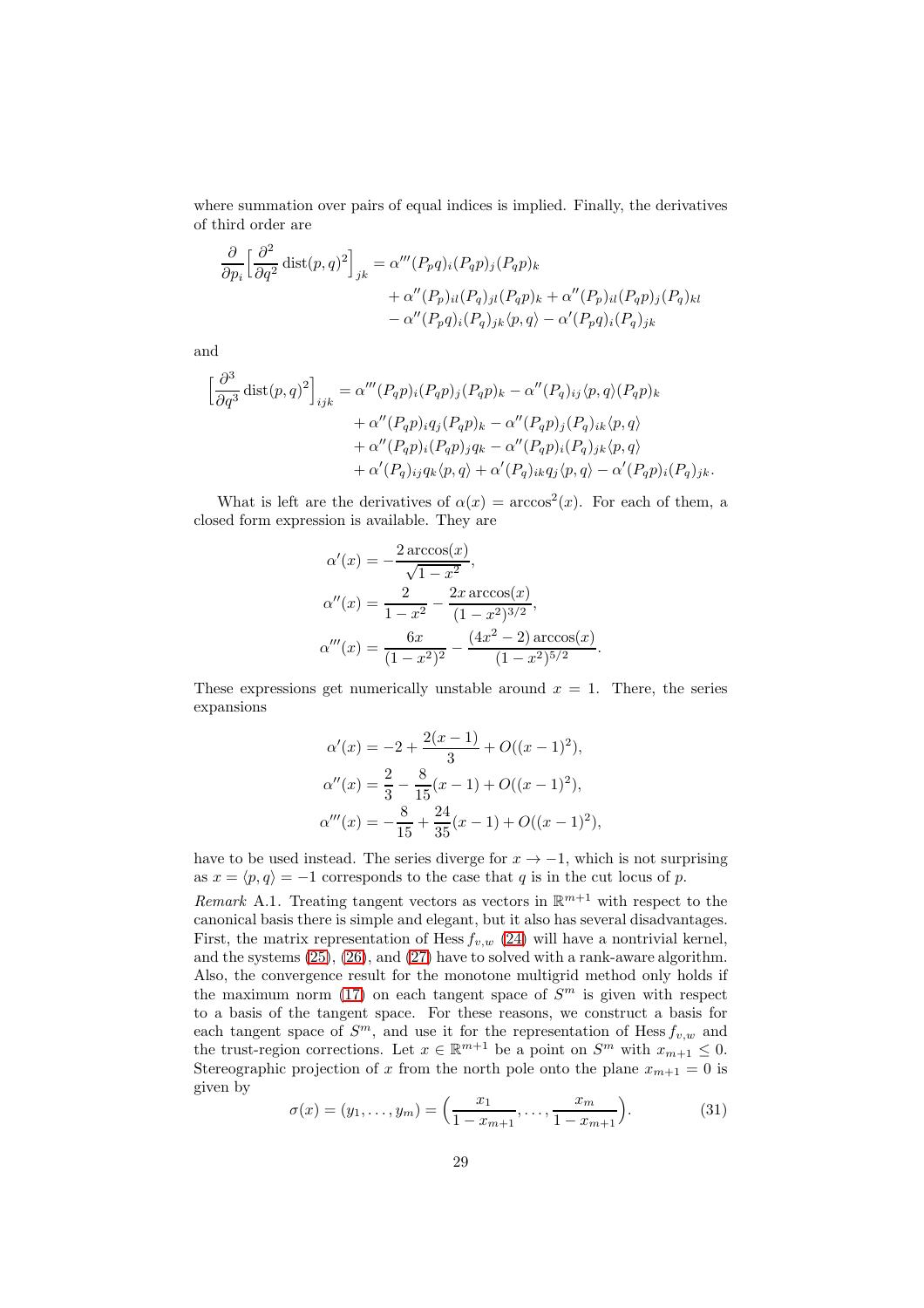where summation over pairs of equal indices is implied. Finally, the derivatives of third order are

$$\frac{\partial}{\partial p_i}\Big[\frac{\partial^2}{\partial q^2}\operatorname{dist}(p,q)^2\Big]_{jk} = \alpha'''(P_p q)_i (P_q p)_j (P_q p)_k \\ + \alpha''(P_p)_{il}(P_q)_{jl}(P_q p)_k + \alpha''(P_p)_{il}(P_q p)_j (P_q)_{kl} \\ - \alpha''(P_p q)_i (P_q)_{jk}\langle p,q\rangle - \alpha'(P_p q)_i (P_q)_{jk}$$

and

$$\Big[\frac{\partial^3}{\partial q^3}\operatorname{dist}(p,q)^2\Big]_{ijk} = \alpha'''(P_q p)_i (P_q p)_j (P_q p)_k - \alpha''(P_q)_{ij}\langle p,q\rangle (P_q p)_k \\ + \alpha''(P_q p)_i q_j (P_q p)_k - \alpha''(P_q p)_j (P_q)_{ik}\langle p,q\rangle \\ + \alpha''(P_q p)_i (P_q p)_j q_k - \alpha''(P_q p)_i (P_q)_{jk}\langle p,q\rangle \\ + \alpha'(P_q)_{ij} q_k \langle p,q\rangle + \alpha'(P_q)_{ik} q_j \langle p,q\rangle - \alpha'(P_q p)_i (P_q)_{jk}.$$

What is left are the derivatives of $\alpha(x) = \arccos^2(x)$. For each of them, a closed form expression is available. They are

$$\alpha'(x) = -\frac{2\arccos(x)}{\sqrt{1-x^2}},$$
$$\alpha''(x) = \frac{2}{1-x^2} - \frac{2x\arccos(x)}{(1-x^2)^{3/2}},$$
$$\alpha'''(x) = \frac{6x}{(1-x^2)^2} - \frac{(4x^2-2)\arccos(x)}{(1-x^2)^{5/2}}.$$

These expressions get numerically unstable around $x = 1$. There, the series expansions

$$\alpha'(x) = -2 + \frac{2(x-1)}{3} + O((x-1)^2),$$
$$\alpha''(x) = \frac{2}{3} - \frac{8}{15}(x-1) + O((x-1)^2),$$
$$\alpha'''(x) = -\frac{8}{15} + \frac{24}{35}(x-1) + O((x-1)^2),$$

have to be used instead. The series diverge for $x \to -1$, which is not surprising as $x = \langle p,q\rangle = -1$ corresponds to the case that $q$ is in the cut locus of $p$.

*Remark* A.1. Treating tangent vectors as vectors in $\mathbb{R}^{m+1}$ with respect to the canonical basis there is simple and elegant, but it also has several disadvantages. First, the matrix representation of $\operatorname{Hess} f_{v,w}$ (24) will have a nontrivial kernel, and the systems (25), (26), and (27) have to solved with a rank-aware algorithm. Also, the convergence result for the monotone multigrid method only holds if the maximum norm (17) on each tangent space of $S^m$ is given with respect to a basis of the tangent space. For these reasons, we construct a basis for each tangent space of $S^m$, and use it for the representation of $\operatorname{Hess} f_{v,w}$ and the trust-region corrections. Let $x \in \mathbb{R}^{m+1}$ be a point on $S^m$ with $x_{m+1} \le 0$. Stereographic projection of $x$ from the north pole onto the plane $x_{m+1} = 0$ is given by

$$\sigma(x) = (y_1, \dots, y_m) = \Big(\frac{x_1}{1-x_{m+1}}, \dots, \frac{x_m}{1-x_{m+1}}\Big). \tag{31}$$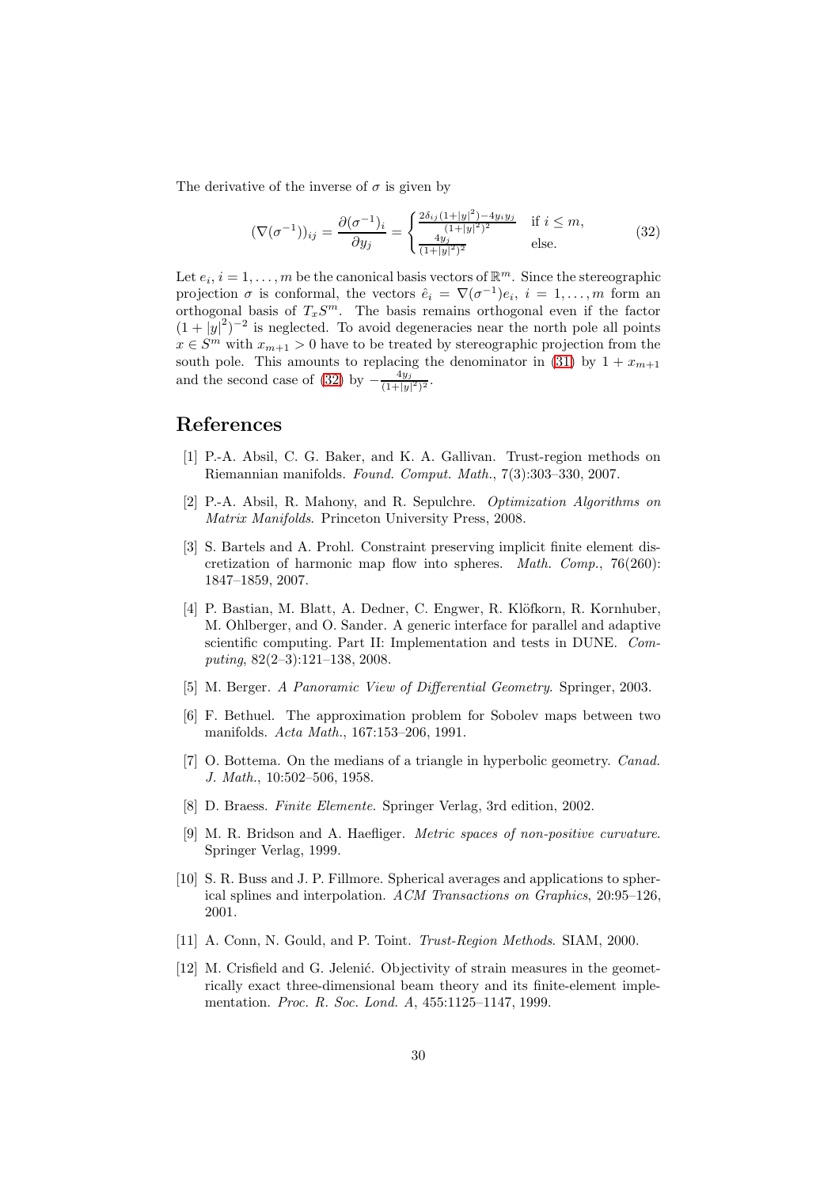The derivative of the inverse of $\sigma$ is given by

$$(\nabla(\sigma^{-1}))_{ij} = \frac{\partial(\sigma^{-1})_i}{\partial y_j} = \begin{cases} \frac{2\delta_{ij}(1+|y|^2)-4y_iy_j}{(1+|y|^2)^2} & \text{if } i \leq m, \\ \frac{4y_j}{(1+|y|^2)^2} & \text{else.} \end{cases} \tag{32}$$

Let $e_i$, $i = 1, \dots, m$ be the canonical basis vectors of $\mathbb{R}^m$. Since the stereographic projection $\sigma$ is conformal, the vectors $\hat{e}_i = \nabla(\sigma^{-1})e_i$, $i = 1, \dots, m$ form an orthogonal basis of $T_xS^m$. The basis remains orthogonal even if the factor $(1 + |y|^2)^{-2}$ is neglected. To avoid degeneracies near the north pole all points $x \in S^m$ with $x_{m+1} > 0$ have to be treated by stereographic projection from the south pole. This amounts to replacing the denominator in (31) by $1 + x_{m+1}$ and the second case of (32) by $-\frac{4y_j}{(1+|y|^2)^2}$.

# References

[1] P.-A. Absil, C. G. Baker, and K. A. Gallivan. Trust-region methods on Riemannian manifolds. *Found. Comput. Math.*, 7(3):303–330, 2007.

[2] P.-A. Absil, R. Mahony, and R. Sepulchre. *Optimization Algorithms on Matrix Manifolds*. Princeton University Press, 2008.

[3] S. Bartels and A. Prohl. Constraint preserving implicit finite element discretization of harmonic map flow into spheres. *Math. Comp.*, 76(260): 1847–1859, 2007.

[4] P. Bastian, M. Blatt, A. Dedner, C. Engwer, R. Klöfkorn, R. Kornhuber, M. Ohlberger, and O. Sander. A generic interface for parallel and adaptive scientific computing. Part II: Implementation and tests in DUNE. *Computing*, 82(2–3):121–138, 2008.

[5] M. Berger. *A Panoramic View of Differential Geometry*. Springer, 2003.

[6] F. Bethuel. The approximation problem for Sobolev maps between two manifolds. *Acta Math.*, 167:153–206, 1991.

[7] O. Bottema. On the medians of a triangle in hyperbolic geometry. *Canad. J. Math.*, 10:502–506, 1958.

[8] D. Braess. *Finite Elemente*. Springer Verlag, 3rd edition, 2002.

[9] M. R. Bridson and A. Haefliger. *Metric spaces of non-positive curvature*. Springer Verlag, 1999.

[10] S. R. Buss and J. P. Fillmore. Spherical averages and applications to spherical splines and interpolation. *ACM Transactions on Graphics*, 20:95–126, 2001.

[11] A. Conn, N. Gould, and P. Toint. *Trust-Region Methods*. SIAM, 2000.

[12] M. Crisfield and G. Jelenić. Objectivity of strain measures in the geometrically exact three-dimensional beam theory and its finite-element implementation. *Proc. R. Soc. Lond. A*, 455:1125–1147, 1999.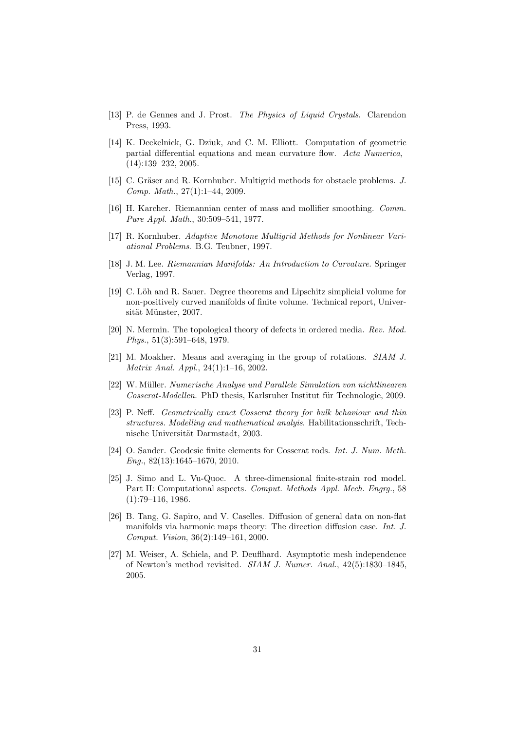[13] P. de Gennes and J. Prost. *The Physics of Liquid Crystals*. Clarendon Press, 1993.

[14] K. Deckelnick, G. Dziuk, and C. M. Elliott. Computation of geometric partial differential equations and mean curvature flow. *Acta Numerica*, (14):139–232, 2005.

[15] C. Gräser and R. Kornhuber. Multigrid methods for obstacle problems. *J. Comp. Math.*, 27(1):1–44, 2009.

[16] H. Karcher. Riemannian center of mass and mollifier smoothing. *Comm. Pure Appl. Math.*, 30:509–541, 1977.

[17] R. Kornhuber. *Adaptive Monotone Multigrid Methods for Nonlinear Variational Problems*. B.G. Teubner, 1997.

[18] J. M. Lee. *Riemannian Manifolds: An Introduction to Curvature*. Springer Verlag, 1997.

[19] C. Löh and R. Sauer. Degree theorems and Lipschitz simplicial volume for non-positively curved manifolds of finite volume. Technical report, Universität Münster, 2007.

[20] N. Mermin. The topological theory of defects in ordered media. *Rev. Mod. Phys.*, 51(3):591–648, 1979.

[21] M. Moakher. Means and averaging in the group of rotations. *SIAM J. Matrix Anal. Appl.*, 24(1):1–16, 2002.

[22] W. Müller. *Numerische Analyse und Parallele Simulation von nichtlinearen Cosserat-Modellen*. PhD thesis, Karlsruher Institut für Technologie, 2009.

[23] P. Neff. *Geometrically exact Cosserat theory for bulk behaviour and thin structures. Modelling and mathematical analyis*. Habilitationsschrift, Technische Universität Darmstadt, 2003.

[24] O. Sander. Geodesic finite elements for Cosserat rods. *Int. J. Num. Meth. Eng.*, 82(13):1645–1670, 2010.

[25] J. Simo and L. Vu-Quoc. A three-dimensional finite-strain rod model. Part II: Computational aspects. *Comput. Methods Appl. Mech. Engrg.*, 58 (1):79–116, 1986.

[26] B. Tang, G. Sapiro, and V. Caselles. Diffusion of general data on non-flat manifolds via harmonic maps theory: The direction diffusion case. *Int. J. Comput. Vision*, 36(2):149–161, 2000.

[27] M. Weiser, A. Schiela, and P. Deuflhard. Asymptotic mesh independence of Newton's method revisited. *SIAM J. Numer. Anal.*, 42(5):1830–1845, 2005.